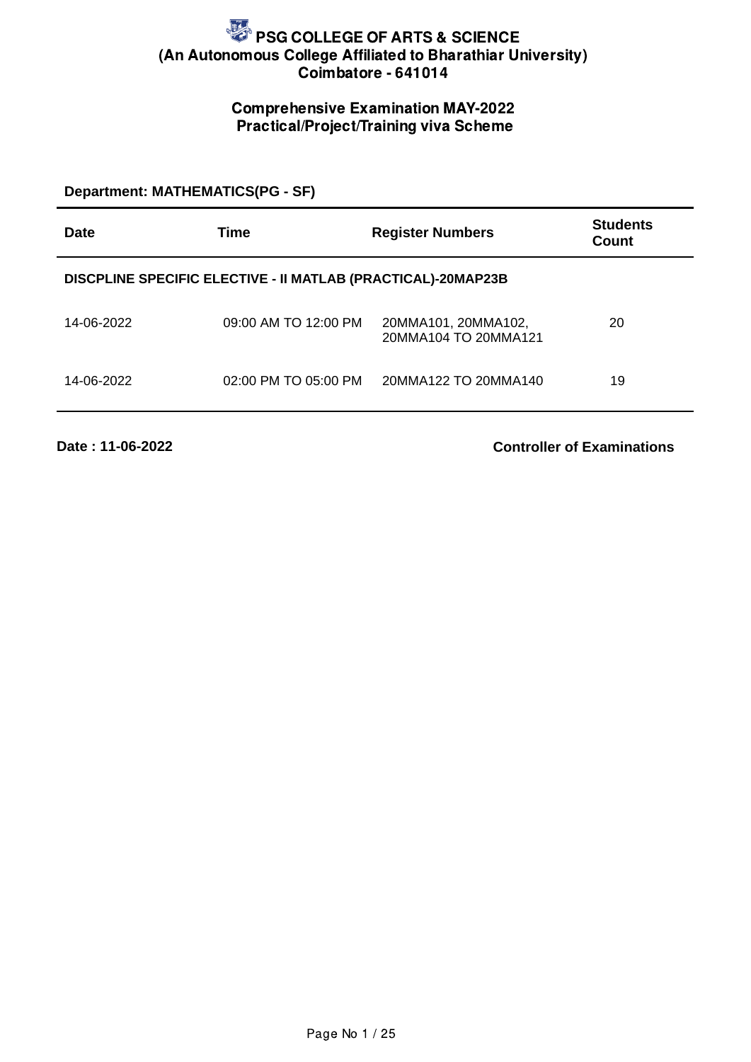# PSG COLLEGE OF ARTS & SCIENCE
## (An Autonomous College Affiliated to Bharathiar University)
## Coimbatore - 641014

### Comprehensive Examination MAY-2022
### Practical/Project/Training viva Scheme

**Department: MATHEMATICS(PG - SF)**

| Date | Time | Register Numbers | Students Count |
|---|---|---|---|
| **DISCPLINE SPECIFIC ELECTIVE - II MATLAB (PRACTICAL)-20MAP23B** | | | |
| 14-06-2022 | 09:00 AM TO 12:00 PM | 20MMA101, 20MMA102, 20MMA104 TO 20MMA121 | 20 |
| 14-06-2022 | 02:00 PM TO 05:00 PM | 20MMA122 TO 20MMA140 | 19 |

**Date : 11-06-2022**

**Controller of Examinations**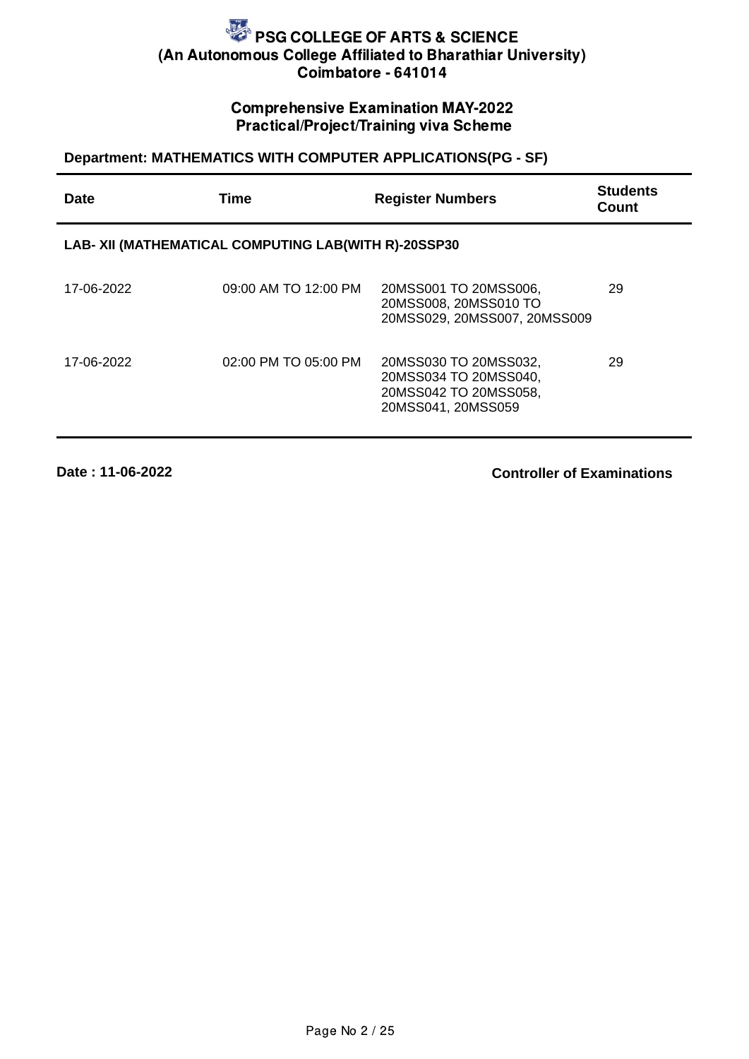# PSG COLLEGE OF ARTS & SCIENCE
**(An Autonomous College Affiliated to Bharathiar University)**
**Coimbatore - 641014**

## Comprehensive Examination MAY-2022
## Practical/Project/Training viva Scheme

**Department: MATHEMATICS WITH COMPUTER APPLICATIONS(PG - SF)**

| Date | Time | Register Numbers | Students Count |
|---|---|---|---|
| **LAB- XII (MATHEMATICAL COMPUTING LAB(WITH R)-20SSP30** | | | |
| 17-06-2022 | 09:00 AM TO 12:00 PM | 20MSS001 TO 20MSS006, 20MSS008, 20MSS010 TO 20MSS029, 20MSS007, 20MSS009 | 29 |
| 17-06-2022 | 02:00 PM TO 05:00 PM | 20MSS030 TO 20MSS032, 20MSS034 TO 20MSS040, 20MSS042 TO 20MSS058, 20MSS041, 20MSS059 | 29 |

**Date : 11-06-2022**

**Controller of Examinations**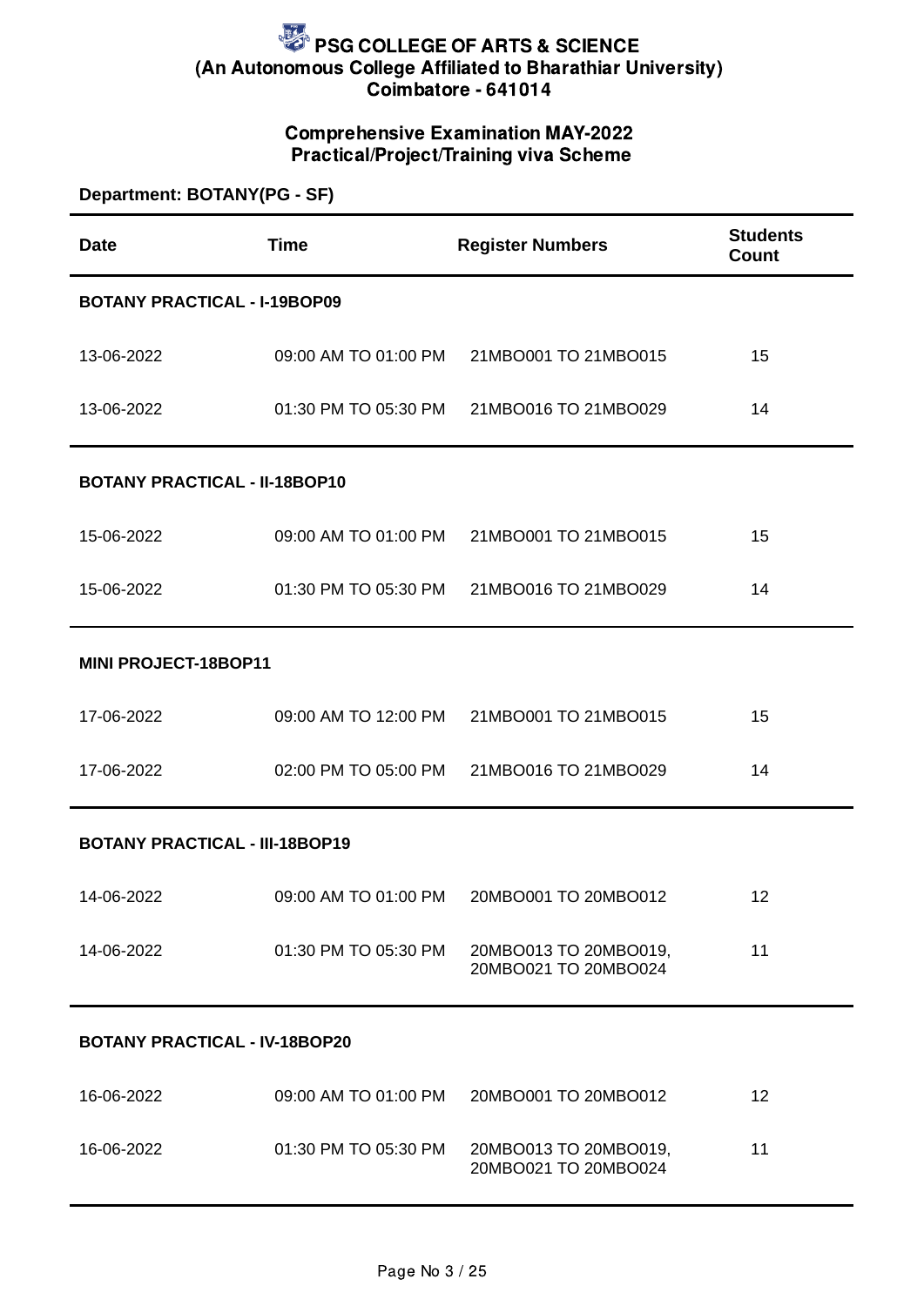# PSG COLLEGE OF ARTS & SCIENCE
## (An Autonomous College Affiliated to Bharathiar University)
## Coimbatore - 641014

### Comprehensive Examination MAY-2022
### Practical/Project/Training viva Scheme

**Department: BOTANY(PG - SF)**

| Date | Time | Register Numbers | Students Count |
|---|---|---|---|
| **BOTANY PRACTICAL - I-19BOP09** | | | |
| 13-06-2022 | 09:00 AM TO 01:00 PM | 21MBO001 TO 21MBO015 | 15 |
| 13-06-2022 | 01:30 PM TO 05:30 PM | 21MBO016 TO 21MBO029 | 14 |
| **BOTANY PRACTICAL - II-18BOP10** | | | |
| 15-06-2022 | 09:00 AM TO 01:00 PM | 21MBO001 TO 21MBO015 | 15 |
| 15-06-2022 | 01:30 PM TO 05:30 PM | 21MBO016 TO 21MBO029 | 14 |
| **MINI PROJECT-18BOP11** | | | |
| 17-06-2022 | 09:00 AM TO 12:00 PM | 21MBO001 TO 21MBO015 | 15 |
| 17-06-2022 | 02:00 PM TO 05:00 PM | 21MBO016 TO 21MBO029 | 14 |
| **BOTANY PRACTICAL - III-18BOP19** | | | |
| 14-06-2022 | 09:00 AM TO 01:00 PM | 20MBO001 TO 20MBO012 | 12 |
| 14-06-2022 | 01:30 PM TO 05:30 PM | 20MBO013 TO 20MBO019, 20MBO021 TO 20MBO024 | 11 |
| **BOTANY PRACTICAL - IV-18BOP20** | | | |
| 16-06-2022 | 09:00 AM TO 01:00 PM | 20MBO001 TO 20MBO012 | 12 |
| 16-06-2022 | 01:30 PM TO 05:30 PM | 20MBO013 TO 20MBO019, 20MBO021 TO 20MBO024 | 11 |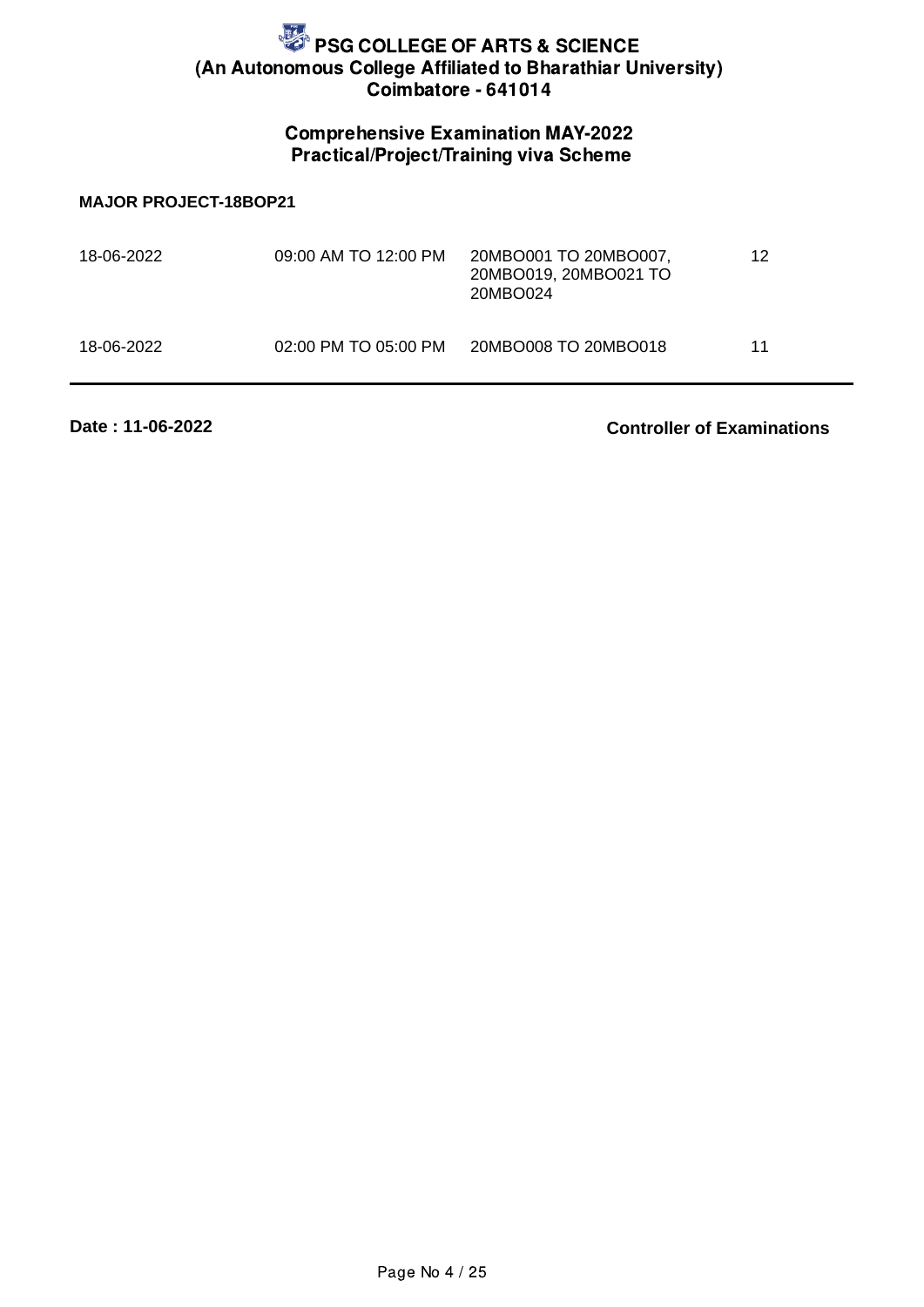# PSG COLLEGE OF ARTS & SCIENCE
## (An Autonomous College Affiliated to Bharathiar University)
## Coimbatore - 641014

### Comprehensive Examination MAY-2022
### Practical/Project/Training viva Scheme

**MAJOR PROJECT-18BOP21**

| | | | |
|---|---|---|---|
| 18-06-2022 | 09:00 AM TO 12:00 PM | 20MBO001 TO 20MBO007, 20MBO019, 20MBO021 TO 20MBO024 | 12 |
| 18-06-2022 | 02:00 PM TO 05:00 PM | 20MBO008 TO 20MBO018 | 11 |

**Date : 11-06-2022**

**Controller of Examinations**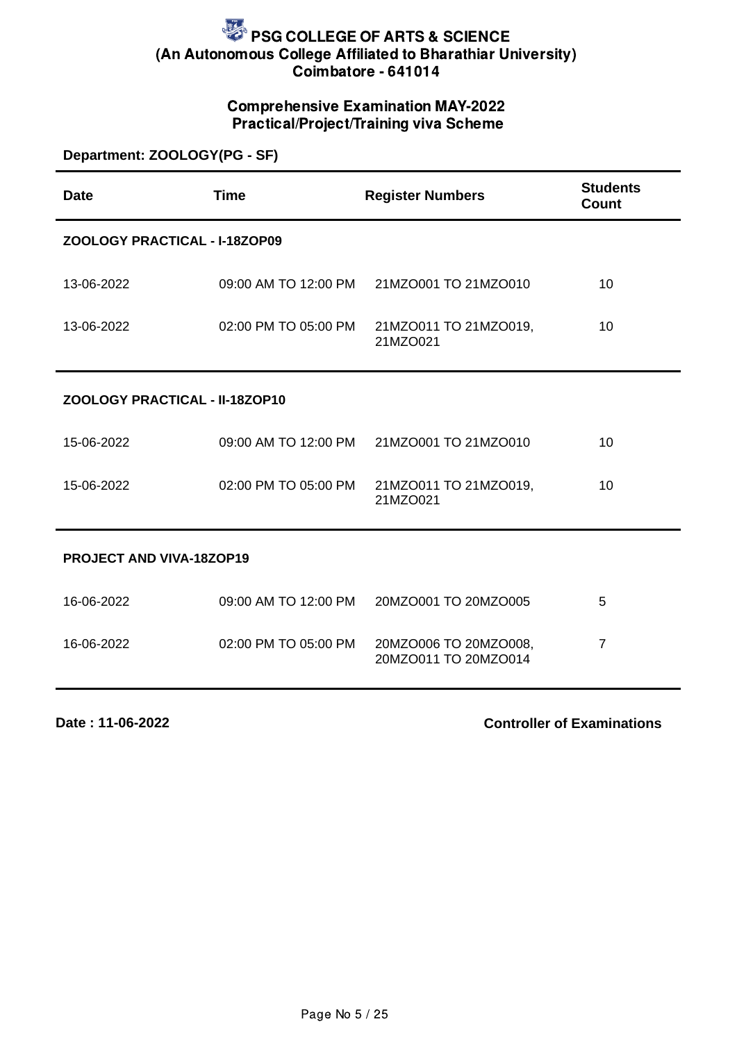# PSG COLLEGE OF ARTS & SCIENCE
## (An Autonomous College Affiliated to Bharathiar University)
## Coimbatore - 641014

### Comprehensive Examination MAY-2022
### Practical/Project/Training viva Scheme

**Department: ZOOLOGY(PG - SF)**

| Date | Time | Register Numbers | Students Count |
|---|---|---|---|
| **ZOOLOGY PRACTICAL - I-18ZOP09** | | | |
| 13-06-2022 | 09:00 AM TO 12:00 PM | 21MZO001 TO 21MZO010 | 10 |
| 13-06-2022 | 02:00 PM TO 05:00 PM | 21MZO011 TO 21MZO019, 21MZO021 | 10 |
| **ZOOLOGY PRACTICAL - II-18ZOP10** | | | |
| 15-06-2022 | 09:00 AM TO 12:00 PM | 21MZO001 TO 21MZO010 | 10 |
| 15-06-2022 | 02:00 PM TO 05:00 PM | 21MZO011 TO 21MZO019, 21MZO021 | 10 |
| **PROJECT AND VIVA-18ZOP19** | | | |
| 16-06-2022 | 09:00 AM TO 12:00 PM | 20MZO001 TO 20MZO005 | 5 |
| 16-06-2022 | 02:00 PM TO 05:00 PM | 20MZO006 TO 20MZO008, 20MZO011 TO 20MZO014 | 7 |

**Date : 11-06-2022**

**Controller of Examinations**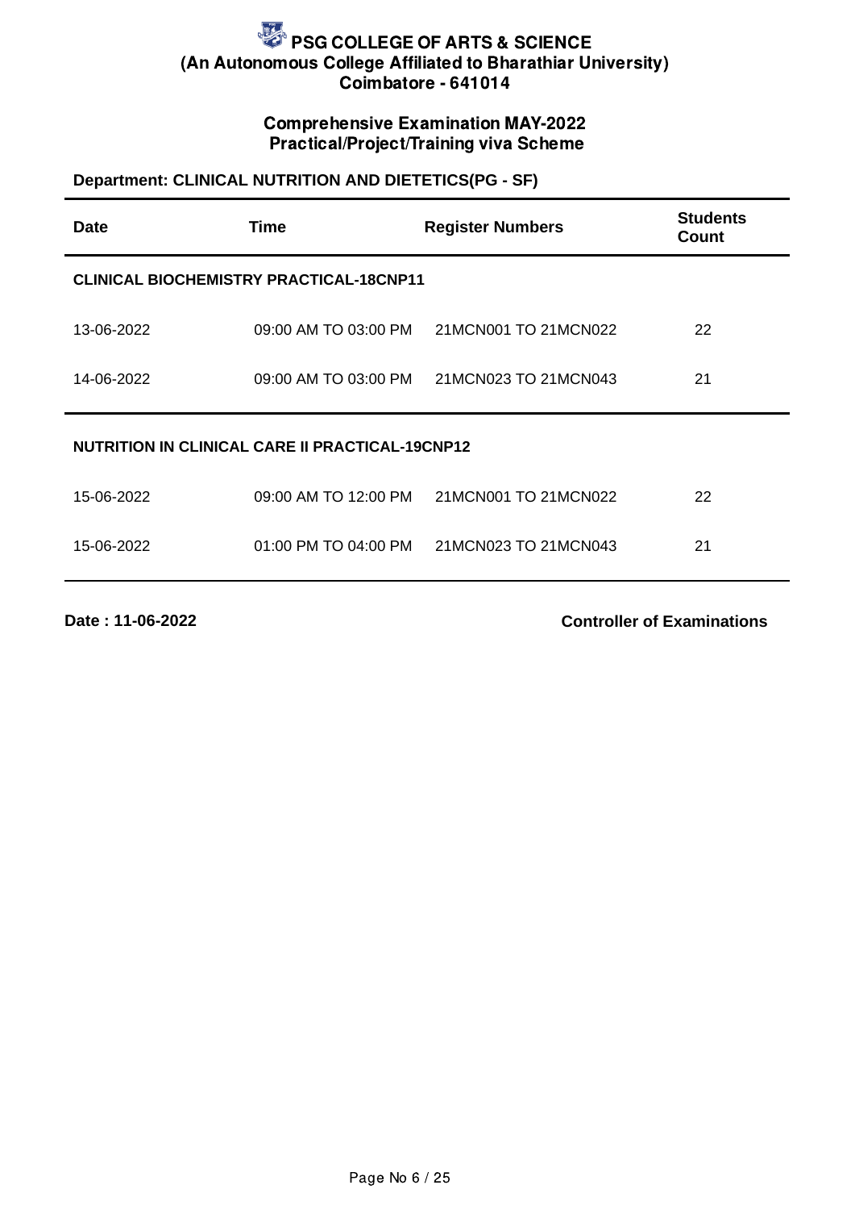# PSG COLLEGE OF ARTS & SCIENCE
**(An Autonomous College Affiliated to Bharathiar University)**
**Coimbatore - 641014**

## Comprehensive Examination MAY-2022
## Practical/Project/Training viva Scheme

**Department: CLINICAL NUTRITION AND DIETETICS(PG - SF)**

| Date | Time | Register Numbers | Students Count |
|---|---|---|---|
| **CLINICAL BIOCHEMISTRY PRACTICAL-18CNP11** | | | |
| 13-06-2022 | 09:00 AM TO 03:00 PM | 21MCN001 TO 21MCN022 | 22 |
| 14-06-2022 | 09:00 AM TO 03:00 PM | 21MCN023 TO 21MCN043 | 21 |
| **NUTRITION IN CLINICAL CARE II PRACTICAL-19CNP12** | | | |
| 15-06-2022 | 09:00 AM TO 12:00 PM | 21MCN001 TO 21MCN022 | 22 |
| 15-06-2022 | 01:00 PM TO 04:00 PM | 21MCN023 TO 21MCN043 | 21 |

**Date : 11-06-2022**

**Controller of Examinations**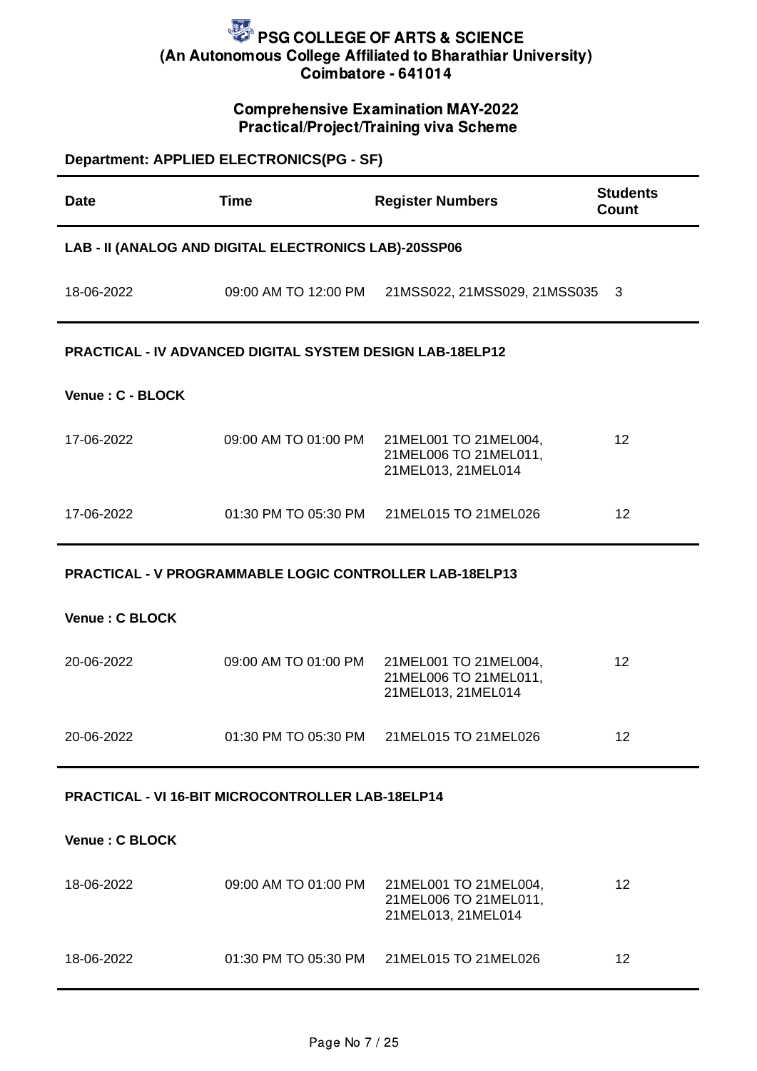# PSG COLLEGE OF ARTS & SCIENCE
## (An Autonomous College Affiliated to Bharathiar University)
## Coimbatore - 641014

### Comprehensive Examination MAY-2022
### Practical/Project/Training viva Scheme

**Department: APPLIED ELECTRONICS(PG - SF)**

| Date | Time | Register Numbers | Students Count |
|---|---|---|---|
| **LAB - II (ANALOG AND DIGITAL ELECTRONICS LAB)-20SSP06** | | | |
| 18-06-2022 | 09:00 AM TO 12:00 PM | 21MSS022, 21MSS029, 21MSS035 | 3 |
| **PRACTICAL - IV ADVANCED DIGITAL SYSTEM DESIGN LAB-18ELP12** | | | |
| **Venue : C - BLOCK** | | | |
| 17-06-2022 | 09:00 AM TO 01:00 PM | 21MEL001 TO 21MEL004, 21MEL006 TO 21MEL011, 21MEL013, 21MEL014 | 12 |
| 17-06-2022 | 01:30 PM TO 05:30 PM | 21MEL015 TO 21MEL026 | 12 |
| **PRACTICAL - V PROGRAMMABLE LOGIC CONTROLLER LAB-18ELP13** | | | |
| **Venue : C BLOCK** | | | |
| 20-06-2022 | 09:00 AM TO 01:00 PM | 21MEL001 TO 21MEL004, 21MEL006 TO 21MEL011, 21MEL013, 21MEL014 | 12 |
| 20-06-2022 | 01:30 PM TO 05:30 PM | 21MEL015 TO 21MEL026 | 12 |
| **PRACTICAL - VI 16-BIT MICROCONTROLLER LAB-18ELP14** | | | |
| **Venue : C BLOCK** | | | |
| 18-06-2022 | 09:00 AM TO 01:00 PM | 21MEL001 TO 21MEL004, 21MEL006 TO 21MEL011, 21MEL013, 21MEL014 | 12 |
| 18-06-2022 | 01:30 PM TO 05:30 PM | 21MEL015 TO 21MEL026 | 12 |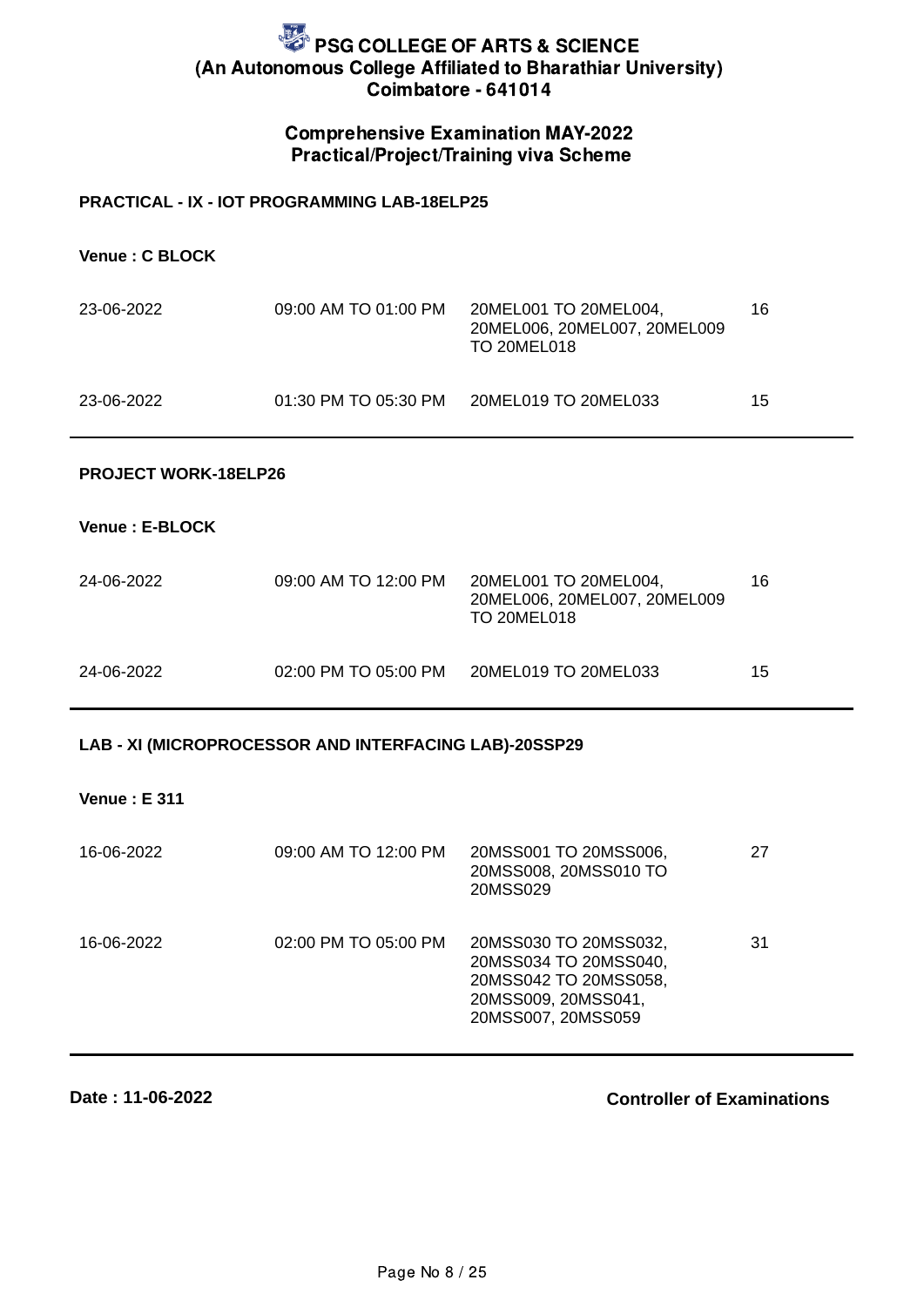# PSG COLLEGE OF ARTS & SCIENCE
**(An Autonomous College Affiliated to Bharathiar University)**
**Coimbatore - 641014**

## Comprehensive Examination MAY-2022
## Practical/Project/Training viva Scheme

**PRACTICAL - IX - IOT PROGRAMMING LAB-18ELP25**

**Venue : C BLOCK**

| | | | |
|---|---|---|---|
| 23-06-2022 | 09:00 AM TO 01:00 PM | 20MEL001 TO 20MEL004, 20MEL006, 20MEL007, 20MEL009 TO 20MEL018 | 16 |
| 23-06-2022 | 01:30 PM TO 05:30 PM | 20MEL019 TO 20MEL033 | 15 |

**PROJECT WORK-18ELP26**

**Venue : E-BLOCK**

| | | | |
|---|---|---|---|
| 24-06-2022 | 09:00 AM TO 12:00 PM | 20MEL001 TO 20MEL004, 20MEL006, 20MEL007, 20MEL009 TO 20MEL018 | 16 |
| 24-06-2022 | 02:00 PM TO 05:00 PM | 20MEL019 TO 20MEL033 | 15 |

**LAB - XI (MICROPROCESSOR AND INTERFACING LAB)-20SSP29**

**Venue : E 311**

| | | | |
|---|---|---|---|
| 16-06-2022 | 09:00 AM TO 12:00 PM | 20MSS001 TO 20MSS006, 20MSS008, 20MSS010 TO 20MSS029 | 27 |
| 16-06-2022 | 02:00 PM TO 05:00 PM | 20MSS030 TO 20MSS032, 20MSS034 TO 20MSS040, 20MSS042 TO 20MSS058, 20MSS009, 20MSS041, 20MSS007, 20MSS059 | 31 |

**Date : 11-06-2022**

**Controller of Examinations**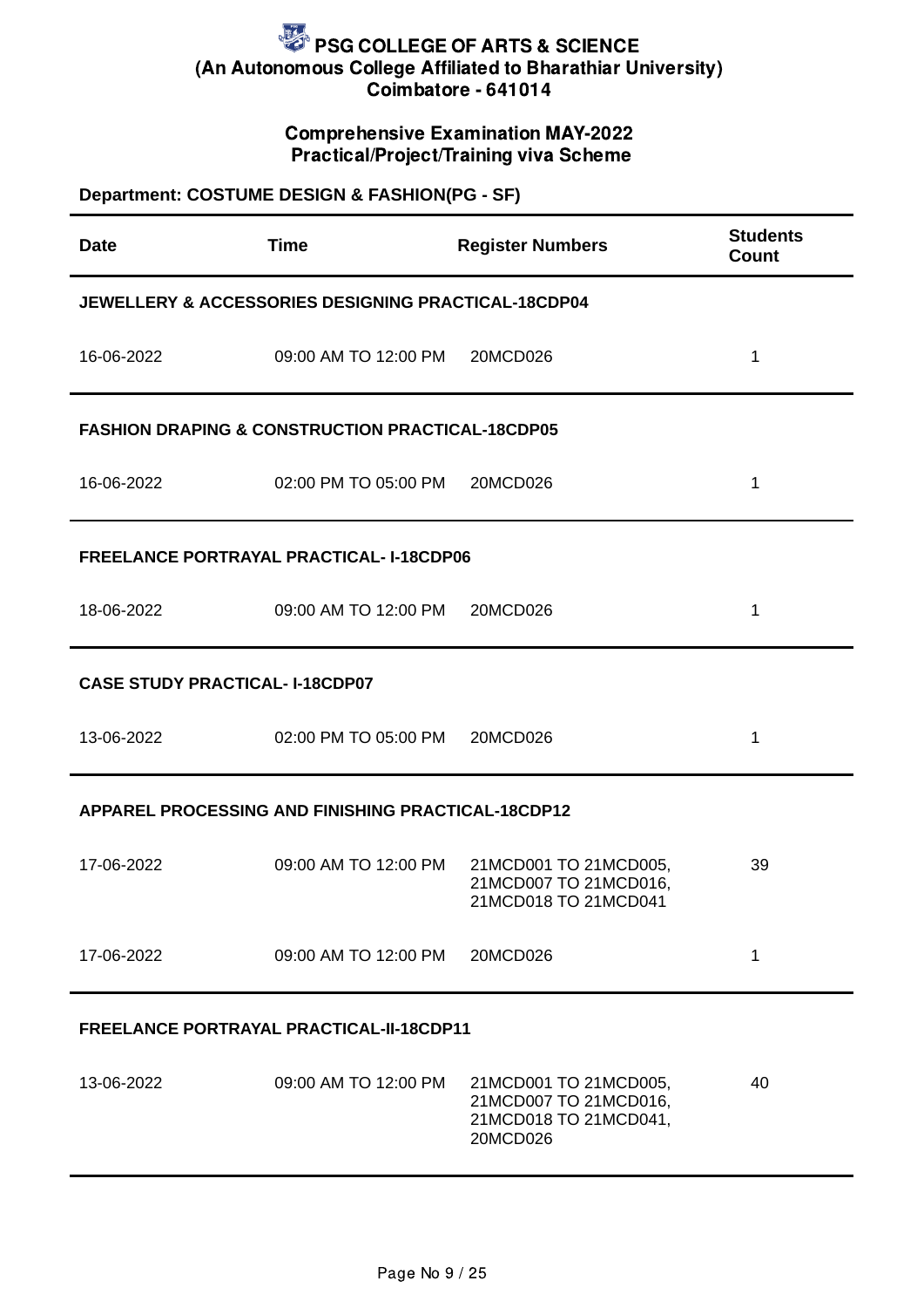# PSG COLLEGE OF ARTS & SCIENCE
## (An Autonomous College Affiliated to Bharathiar University)
## Coimbatore - 641014

### Comprehensive Examination MAY-2022
### Practical/Project/Training viva Scheme

**Department: COSTUME DESIGN & FASHION(PG - SF)**

| Date | Time | Register Numbers | Students Count |
|---|---|---|---|
| **JEWELLERY & ACCESSORIES DESIGNING PRACTICAL-18CDP04** | | | |
| 16-06-2022 | 09:00 AM TO 12:00 PM | 20MCD026 | 1 |
| **FASHION DRAPING & CONSTRUCTION PRACTICAL-18CDP05** | | | |
| 16-06-2022 | 02:00 PM TO 05:00 PM | 20MCD026 | 1 |
| **FREELANCE PORTRAYAL PRACTICAL- I-18CDP06** | | | |
| 18-06-2022 | 09:00 AM TO 12:00 PM | 20MCD026 | 1 |
| **CASE STUDY PRACTICAL- I-18CDP07** | | | |
| 13-06-2022 | 02:00 PM TO 05:00 PM | 20MCD026 | 1 |
| **APPAREL PROCESSING AND FINISHING PRACTICAL-18CDP12** | | | |
| 17-06-2022 | 09:00 AM TO 12:00 PM | 21MCD001 TO 21MCD005, 21MCD007 TO 21MCD016, 21MCD018 TO 21MCD041 | 39 |
| 17-06-2022 | 09:00 AM TO 12:00 PM | 20MCD026 | 1 |
| **FREELANCE PORTRAYAL PRACTICAL-II-18CDP11** | | | |
| 13-06-2022 | 09:00 AM TO 12:00 PM | 21MCD001 TO 21MCD005, 21MCD007 TO 21MCD016, 21MCD018 TO 21MCD041, 20MCD026 | 40 |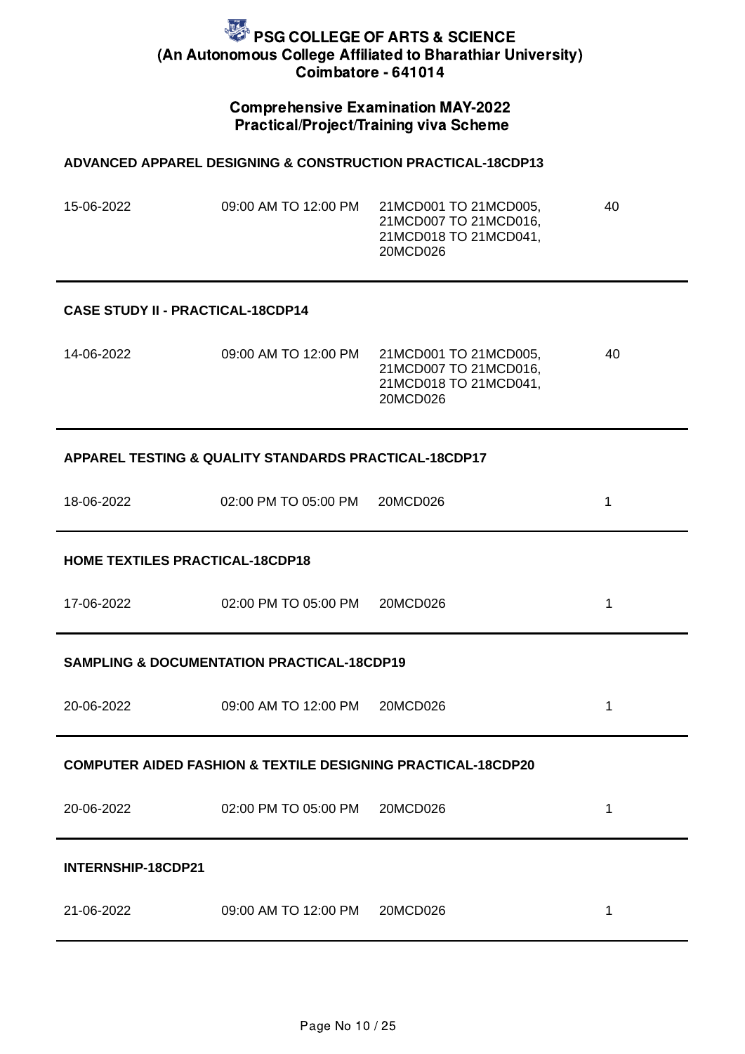# PSG COLLEGE OF ARTS & SCIENCE
## (An Autonomous College Affiliated to Bharathiar University)
## Coimbatore - 641014

### Comprehensive Examination MAY-2022
### Practical/Project/Training viva Scheme

**ADVANCED APPAREL DESIGNING & CONSTRUCTION PRACTICAL-18CDP13**

| | | | |
|---|---|---|---|
| 15-06-2022 | 09:00 AM TO 12:00 PM | 21MCD001 TO 21MCD005, 21MCD007 TO 21MCD016, 21MCD018 TO 21MCD041, 20MCD026 | 40 |

**CASE STUDY II - PRACTICAL-18CDP14**

| | | | |
|---|---|---|---|
| 14-06-2022 | 09:00 AM TO 12:00 PM | 21MCD001 TO 21MCD005, 21MCD007 TO 21MCD016, 21MCD018 TO 21MCD041, 20MCD026 | 40 |

**APPAREL TESTING & QUALITY STANDARDS PRACTICAL-18CDP17**

| | | | |
|---|---|---|---|
| 18-06-2022 | 02:00 PM TO 05:00 PM | 20MCD026 | 1 |

**HOME TEXTILES PRACTICAL-18CDP18**

| | | | |
|---|---|---|---|
| 17-06-2022 | 02:00 PM TO 05:00 PM | 20MCD026 | 1 |

**SAMPLING & DOCUMENTATION PRACTICAL-18CDP19**

| | | | |
|---|---|---|---|
| 20-06-2022 | 09:00 AM TO 12:00 PM | 20MCD026 | 1 |

**COMPUTER AIDED FASHION & TEXTILE DESIGNING PRACTICAL-18CDP20**

| | | | |
|---|---|---|---|
| 20-06-2022 | 02:00 PM TO 05:00 PM | 20MCD026 | 1 |

**INTERNSHIP-18CDP21**

| | | | |
|---|---|---|---|
| 21-06-2022 | 09:00 AM TO 12:00 PM | 20MCD026 | 1 |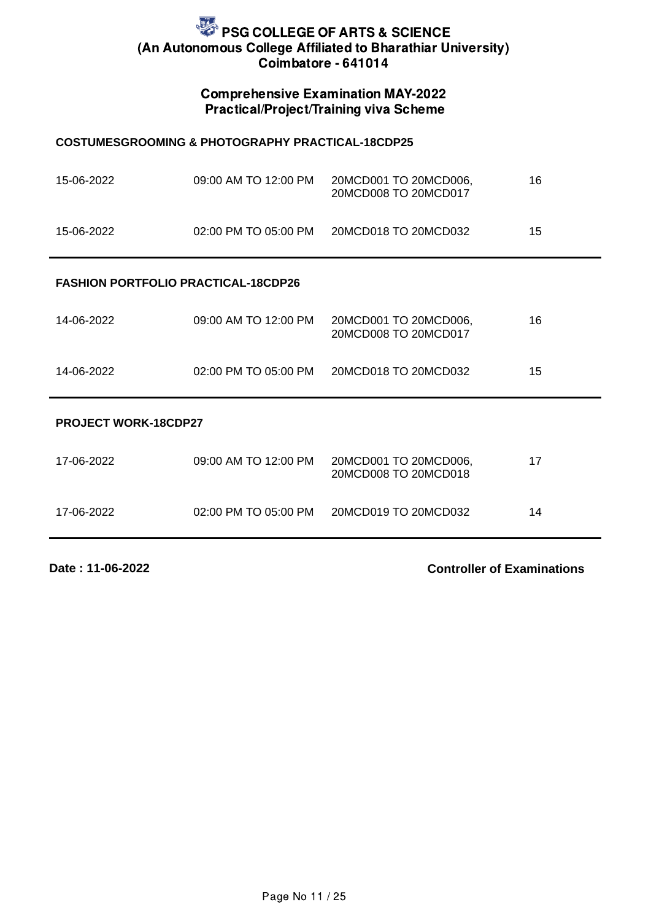# PSG COLLEGE OF ARTS & SCIENCE
## (An Autonomous College Affiliated to Bharathiar University)
## Coimbatore - 641014

### Comprehensive Examination MAY-2022
### Practical/Project/Training viva Scheme

**COSTUMESGROOMING & PHOTOGRAPHY PRACTICAL-18CDP25**

| | | | |
|---|---|---|---|
| 15-06-2022 | 09:00 AM TO 12:00 PM | 20MCD001 TO 20MCD006, 20MCD008 TO 20MCD017 | 16 |
| 15-06-2022 | 02:00 PM TO 05:00 PM | 20MCD018 TO 20MCD032 | 15 |

**FASHION PORTFOLIO PRACTICAL-18CDP26**

| | | | |
|---|---|---|---|
| 14-06-2022 | 09:00 AM TO 12:00 PM | 20MCD001 TO 20MCD006, 20MCD008 TO 20MCD017 | 16 |
| 14-06-2022 | 02:00 PM TO 05:00 PM | 20MCD018 TO 20MCD032 | 15 |

**PROJECT WORK-18CDP27**

| | | | |
|---|---|---|---|
| 17-06-2022 | 09:00 AM TO 12:00 PM | 20MCD001 TO 20MCD006, 20MCD008 TO 20MCD018 | 17 |
| 17-06-2022 | 02:00 PM TO 05:00 PM | 20MCD019 TO 20MCD032 | 14 |

**Date : 11-06-2022** **Controller of Examinations**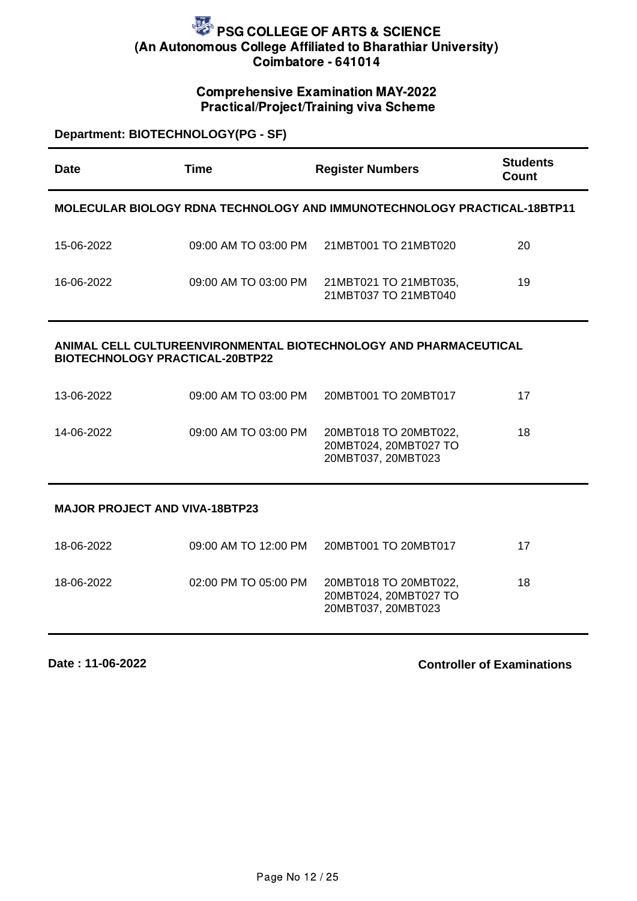# PSG COLLEGE OF ARTS & SCIENCE
## (An Autonomous College Affiliated to Bharathiar University)
## Coimbatore - 641014

### Comprehensive Examination MAY-2022
### Practical/Project/Training viva Scheme

**Department: BIOTECHNOLOGY(PG - SF)**

| Date | Time | Register Numbers | Students Count |
|---|---|---|---|
| **MOLECULAR BIOLOGY RDNA TECHNOLOGY AND IMMUNOTECHNOLOGY PRACTICAL-18BTP11** | | | |
| 15-06-2022 | 09:00 AM TO 03:00 PM | 21MBT001 TO 21MBT020 | 20 |
| 16-06-2022 | 09:00 AM TO 03:00 PM | 21MBT021 TO 21MBT035, 21MBT037 TO 21MBT040 | 19 |
| **ANIMAL CELL CULTUREENVIRONMENTAL BIOTECHNOLOGY AND PHARMACEUTICAL BIOTECHNOLOGY PRACTICAL-20BTP22** | | | |
| 13-06-2022 | 09:00 AM TO 03:00 PM | 20MBT001 TO 20MBT017 | 17 |
| 14-06-2022 | 09:00 AM TO 03:00 PM | 20MBT018 TO 20MBT022, 20MBT024, 20MBT027 TO 20MBT037, 20MBT023 | 18 |
| **MAJOR PROJECT AND VIVA-18BTP23** | | | |
| 18-06-2022 | 09:00 AM TO 12:00 PM | 20MBT001 TO 20MBT017 | 17 |
| 18-06-2022 | 02:00 PM TO 05:00 PM | 20MBT018 TO 20MBT022, 20MBT024, 20MBT027 TO 20MBT037, 20MBT023 | 18 |

**Date : 11-06-2022**

**Controller of Examinations**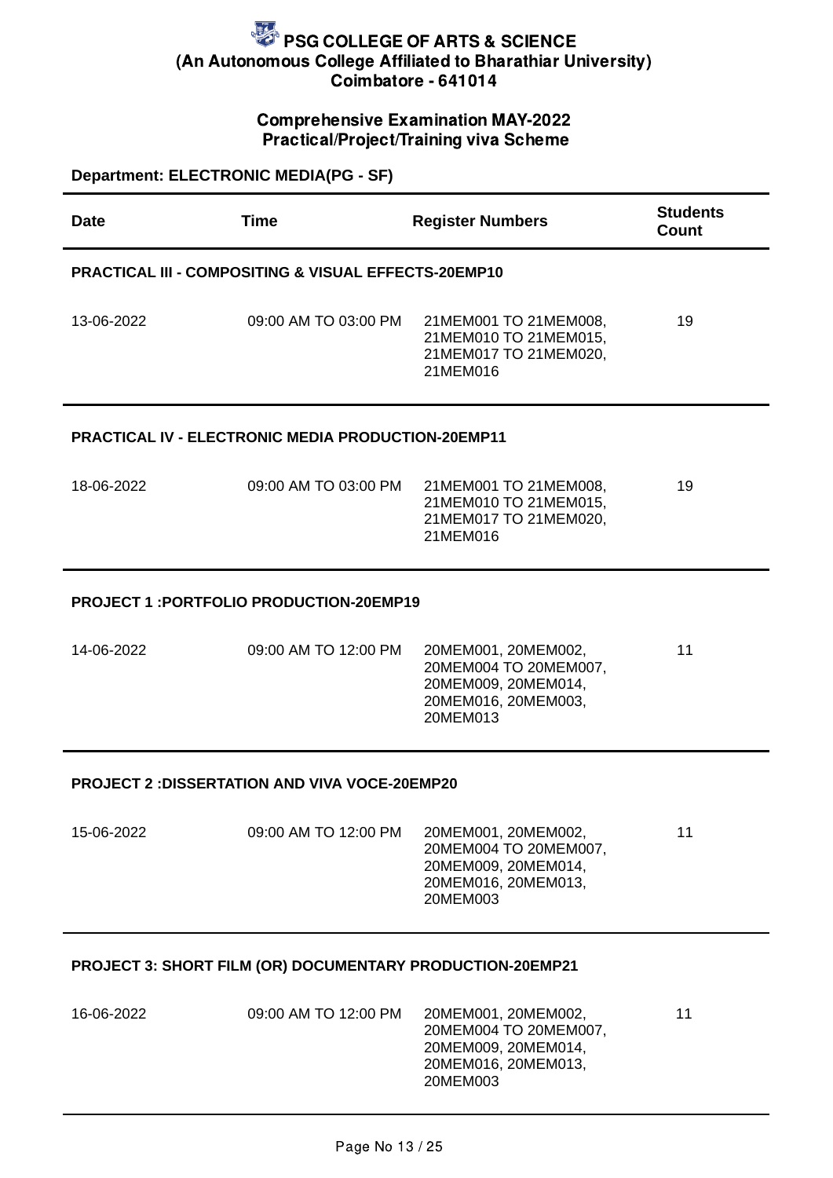# PSG COLLEGE OF ARTS & SCIENCE
(An Autonomous College Affiliated to Bharathiar University)
Coimbatore - 641014

## Comprehensive Examination MAY-2022
## Practical/Project/Training viva Scheme

**Department: ELECTRONIC MEDIA(PG - SF)**

| Date | Time | Register Numbers | Students Count |
|---|---|---|---|
| **PRACTICAL III - COMPOSITING & VISUAL EFFECTS-20EMP10** | | | |
| 13-06-2022 | 09:00 AM TO 03:00 PM | 21MEM001 TO 21MEM008, 21MEM010 TO 21MEM015, 21MEM017 TO 21MEM020, 21MEM016 | 19 |
| **PRACTICAL IV - ELECTRONIC MEDIA PRODUCTION-20EMP11** | | | |
| 18-06-2022 | 09:00 AM TO 03:00 PM | 21MEM001 TO 21MEM008, 21MEM010 TO 21MEM015, 21MEM017 TO 21MEM020, 21MEM016 | 19 |
| **PROJECT 1 :PORTFOLIO PRODUCTION-20EMP19** | | | |
| 14-06-2022 | 09:00 AM TO 12:00 PM | 20MEM001, 20MEM002, 20MEM004 TO 20MEM007, 20MEM009, 20MEM014, 20MEM016, 20MEM003, 20MEM013 | 11 |
| **PROJECT 2 :DISSERTATION AND VIVA VOCE-20EMP20** | | | |
| 15-06-2022 | 09:00 AM TO 12:00 PM | 20MEM001, 20MEM002, 20MEM004 TO 20MEM007, 20MEM009, 20MEM014, 20MEM016, 20MEM013, 20MEM003 | 11 |
| **PROJECT 3: SHORT FILM (OR) DOCUMENTARY PRODUCTION-20EMP21** | | | |
| 16-06-2022 | 09:00 AM TO 12:00 PM | 20MEM001, 20MEM002, 20MEM004 TO 20MEM007, 20MEM009, 20MEM014, 20MEM016, 20MEM013, 20MEM003 | 11 |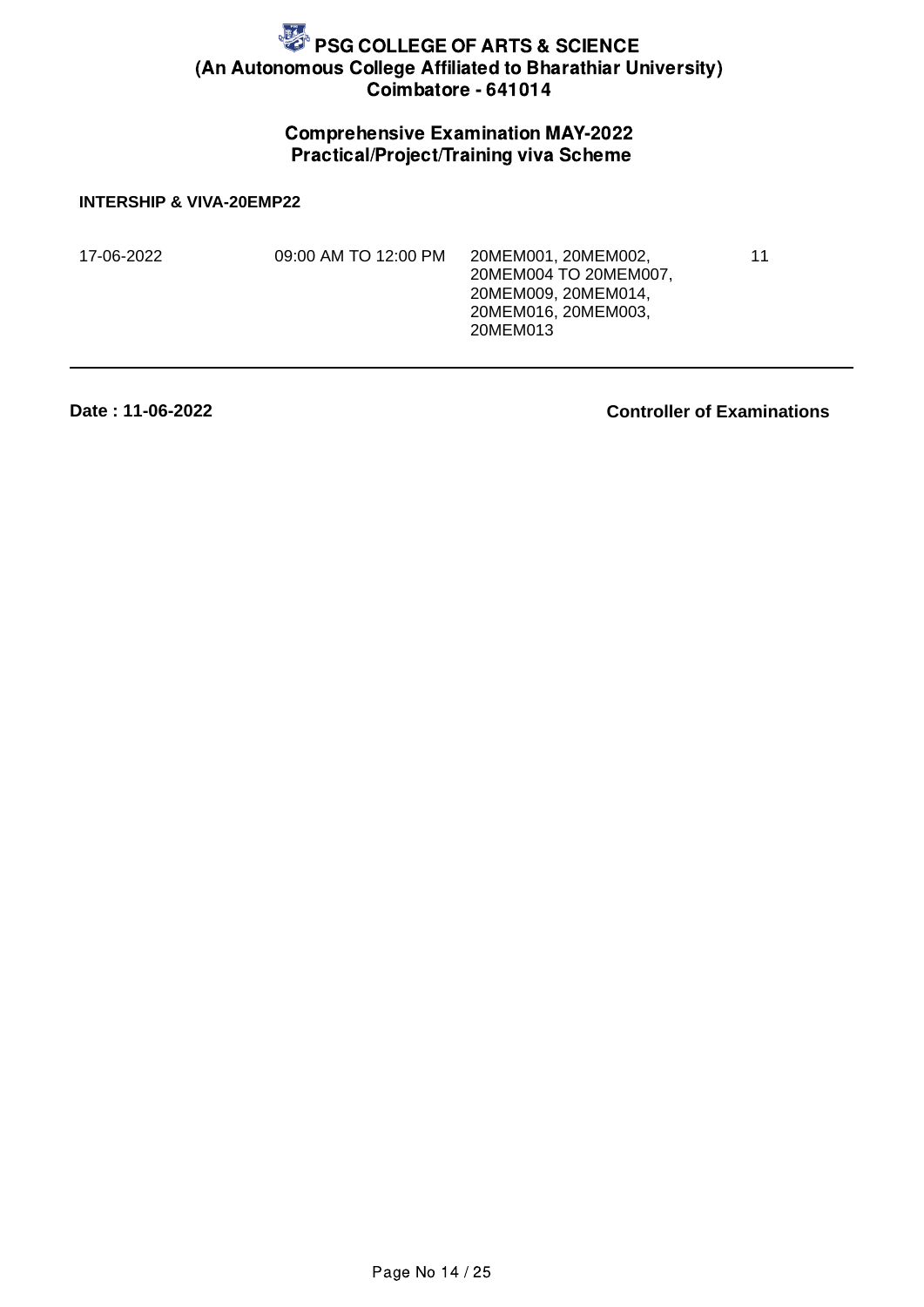# PSG COLLEGE OF ARTS & SCIENCE
## (An Autonomous College Affiliated to Bharathiar University)
## Coimbatore - 641014

### Comprehensive Examination MAY-2022
### Practical/Project/Training viva Scheme

**INTERSHIP & VIVA-20EMP22**

| | | | |
|---|---|---|---|
| 17-06-2022 | 09:00 AM TO 12:00 PM | 20MEM001, 20MEM002, 20MEM004 TO 20MEM007, 20MEM009, 20MEM014, 20MEM016, 20MEM003, 20MEM013 | 11 |

---

**Date : 11-06-2022** **Controller of Examinations**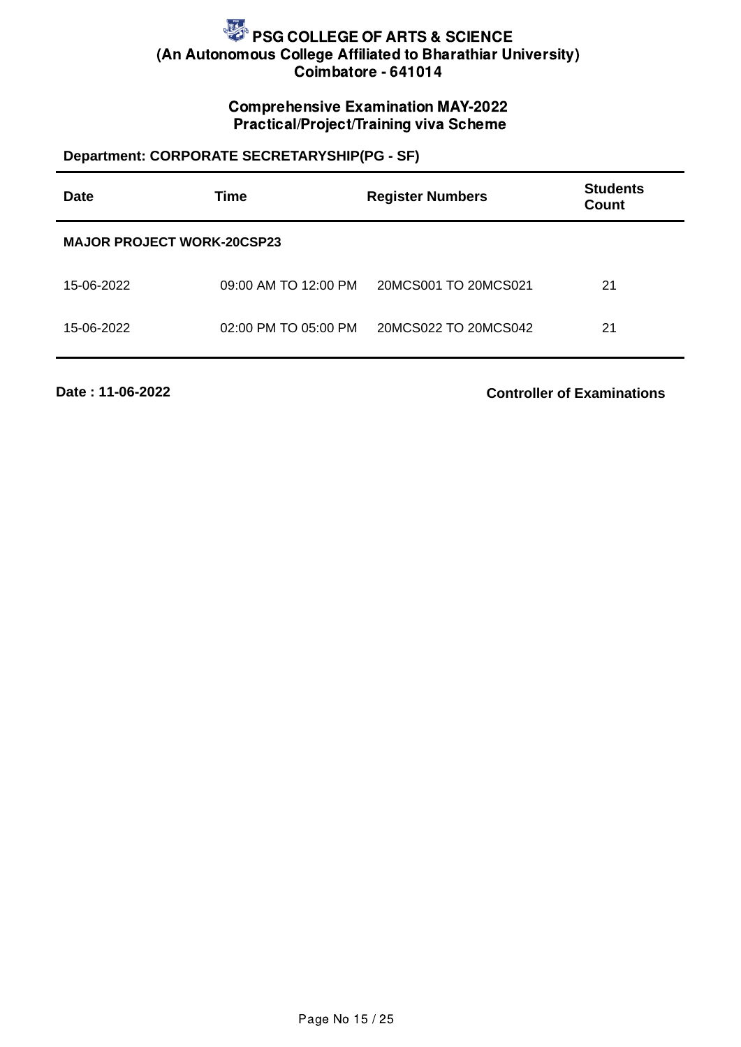# PSG COLLEGE OF ARTS & SCIENCE
## (An Autonomous College Affiliated to Bharathiar University)
## Coimbatore - 641014

### Comprehensive Examination MAY-2022
### Practical/Project/Training viva Scheme

**Department: CORPORATE SECRETARYSHIP(PG - SF)**

| Date | Time | Register Numbers | Students Count |
|---|---|---|---|
| **MAJOR PROJECT WORK-20CSP23** | | | |
| 15-06-2022 | 09:00 AM TO 12:00 PM | 20MCS001 TO 20MCS021 | 21 |
| 15-06-2022 | 02:00 PM TO 05:00 PM | 20MCS022 TO 20MCS042 | 21 |

**Date : 11-06-2022**

**Controller of Examinations**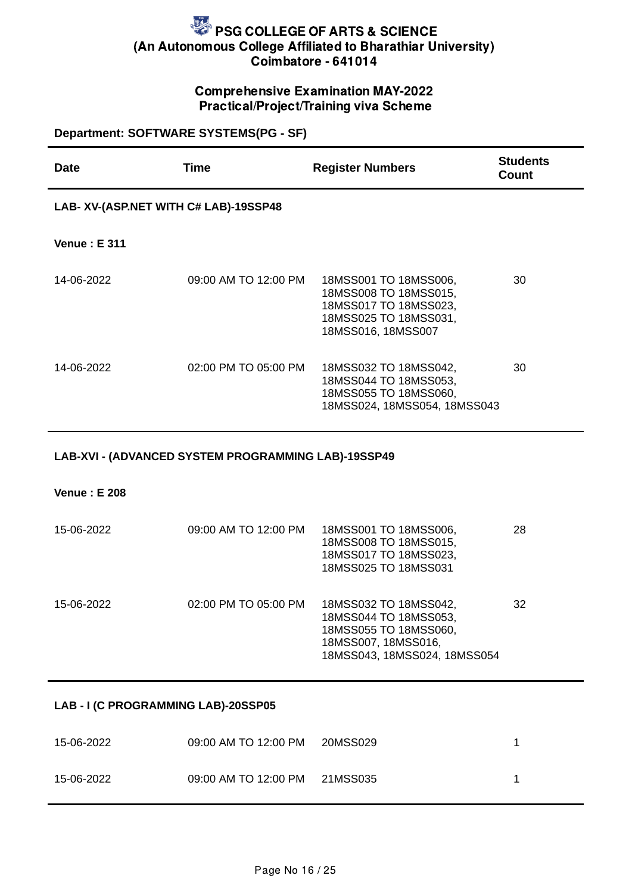# PSG COLLEGE OF ARTS & SCIENCE

**(An Autonomous College Affiliated to Bharathiar University)**

**Coimbatore - 641014**

## Comprehensive Examination MAY-2022

## Practical/Project/Training viva Scheme

**Department: SOFTWARE SYSTEMS(PG - SF)**

| Date | Time | Register Numbers | Students Count |
|---|---|---|---|
| **LAB- XV-(ASP.NET WITH C# LAB)-19SSP48** | | | |
| **Venue : E 311** | | | |
| 14-06-2022 | 09:00 AM TO 12:00 PM | 18MSS001 TO 18MSS006, 18MSS008 TO 18MSS015, 18MSS017 TO 18MSS023, 18MSS025 TO 18MSS031, 18MSS016, 18MSS007 | 30 |
| 14-06-2022 | 02:00 PM TO 05:00 PM | 18MSS032 TO 18MSS042, 18MSS044 TO 18MSS053, 18MSS055 TO 18MSS060, 18MSS024, 18MSS054, 18MSS043 | 30 |
| **LAB-XVI - (ADVANCED SYSTEM PROGRAMMING LAB)-19SSP49** | | | |
| **Venue : E 208** | | | |
| 15-06-2022 | 09:00 AM TO 12:00 PM | 18MSS001 TO 18MSS006, 18MSS008 TO 18MSS015, 18MSS017 TO 18MSS023, 18MSS025 TO 18MSS031 | 28 |
| 15-06-2022 | 02:00 PM TO 05:00 PM | 18MSS032 TO 18MSS042, 18MSS044 TO 18MSS053, 18MSS055 TO 18MSS060, 18MSS007, 18MSS016, 18MSS043, 18MSS024, 18MSS054 | 32 |
| **LAB - I (C PROGRAMMING LAB)-20SSP05** | | | |
| 15-06-2022 | 09:00 AM TO 12:00 PM | 20MSS029 | 1 |
| 15-06-2022 | 09:00 AM TO 12:00 PM | 21MSS035 | 1 |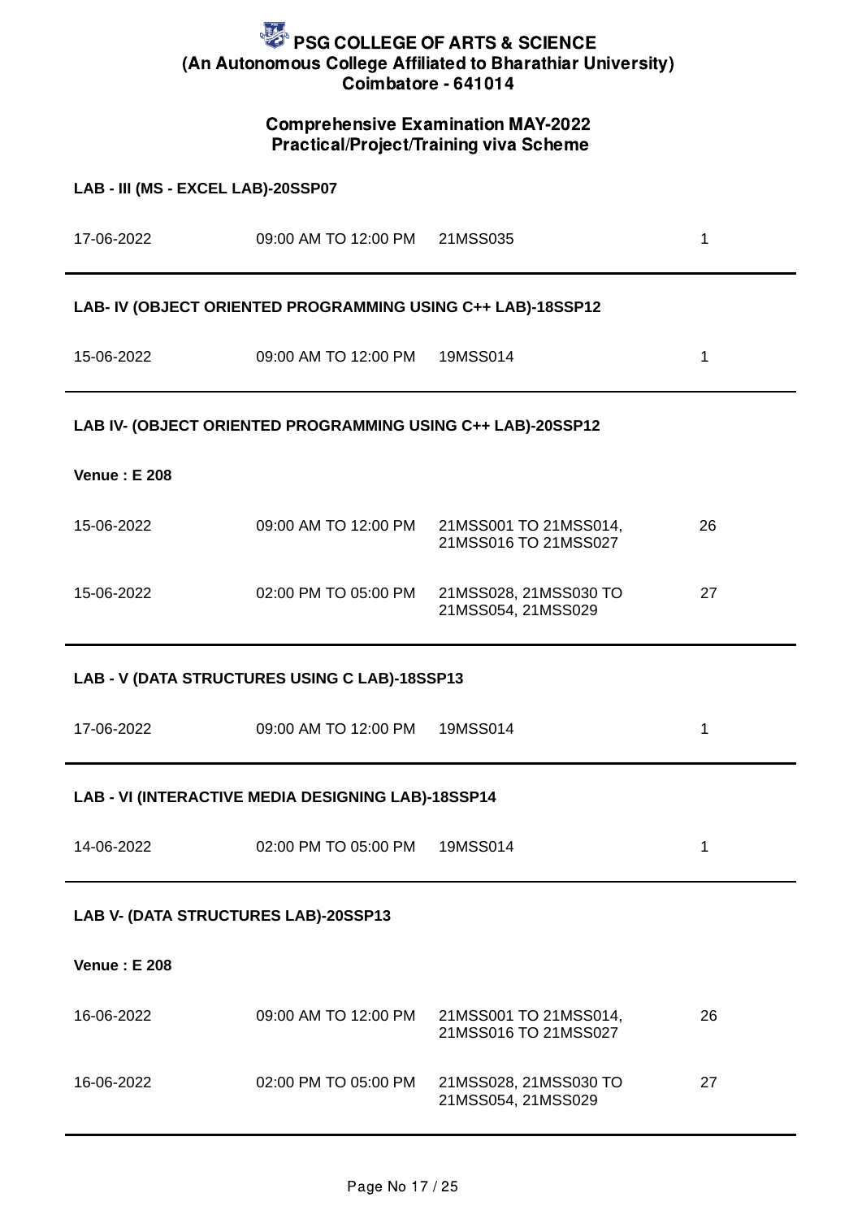# PSG COLLEGE OF ARTS & SCIENCE
## (An Autonomous College Affiliated to Bharathiar University)
## Coimbatore - 641014

### Comprehensive Examination MAY-2022
### Practical/Project/Training viva Scheme

**LAB - III (MS - EXCEL LAB)-20SSP07**

| | | | |
|---|---|---|---|
| 17-06-2022 | 09:00 AM TO 12:00 PM | 21MSS035 | 1 |

**LAB- IV (OBJECT ORIENTED PROGRAMMING USING C++ LAB)-18SSP12**

| | | | |
|---|---|---|---|
| 15-06-2022 | 09:00 AM TO 12:00 PM | 19MSS014 | 1 |

**LAB IV- (OBJECT ORIENTED PROGRAMMING USING C++ LAB)-20SSP12**

**Venue : E 208**

| | | | |
|---|---|---|---|
| 15-06-2022 | 09:00 AM TO 12:00 PM | 21MSS001 TO 21MSS014, 21MSS016 TO 21MSS027 | 26 |
| 15-06-2022 | 02:00 PM TO 05:00 PM | 21MSS028, 21MSS030 TO 21MSS054, 21MSS029 | 27 |

**LAB - V (DATA STRUCTURES USING C LAB)-18SSP13**

| | | | |
|---|---|---|---|
| 17-06-2022 | 09:00 AM TO 12:00 PM | 19MSS014 | 1 |

**LAB - VI (INTERACTIVE MEDIA DESIGNING LAB)-18SSP14**

| | | | |
|---|---|---|---|
| 14-06-2022 | 02:00 PM TO 05:00 PM | 19MSS014 | 1 |

**LAB V- (DATA STRUCTURES LAB)-20SSP13**

**Venue : E 208**

| | | | |
|---|---|---|---|
| 16-06-2022 | 09:00 AM TO 12:00 PM | 21MSS001 TO 21MSS014, 21MSS016 TO 21MSS027 | 26 |
| 16-06-2022 | 02:00 PM TO 05:00 PM | 21MSS028, 21MSS030 TO 21MSS054, 21MSS029 | 27 |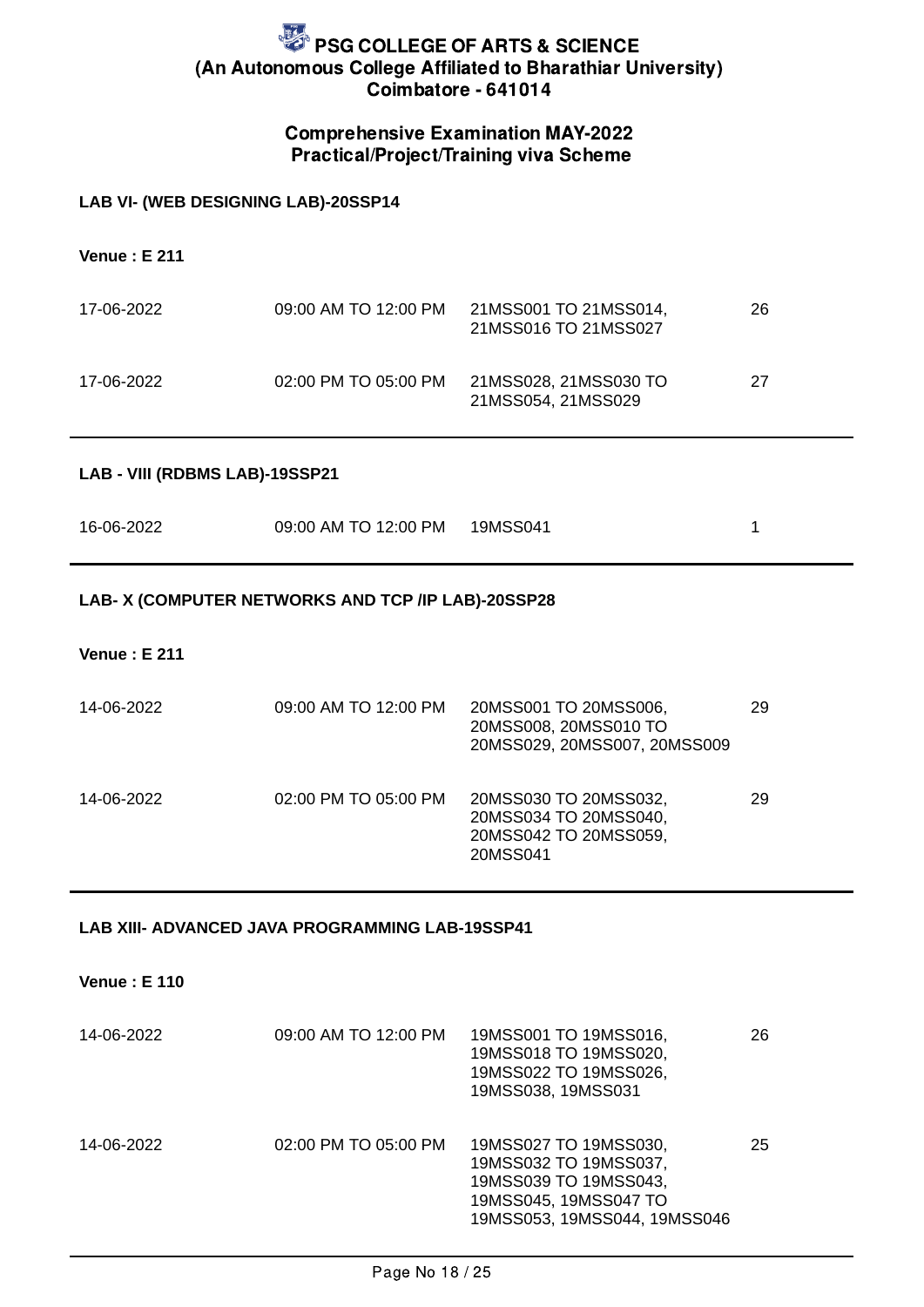# PSG COLLEGE OF ARTS & SCIENCE
## (An Autonomous College Affiliated to Bharathiar University)
## Coimbatore - 641014

### Comprehensive Examination MAY-2022
### Practical/Project/Training viva Scheme

**LAB VI- (WEB DESIGNING LAB)-20SSP14**

**Venue : E 211**

| | | | |
|---|---|---|---|
| 17-06-2022 | 09:00 AM TO 12:00 PM | 21MSS001 TO 21MSS014, 21MSS016 TO 21MSS027 | 26 |
| 17-06-2022 | 02:00 PM TO 05:00 PM | 21MSS028, 21MSS030 TO 21MSS054, 21MSS029 | 27 |

**LAB - VIII (RDBMS LAB)-19SSP21**

| | | | |
|---|---|---|---|
| 16-06-2022 | 09:00 AM TO 12:00 PM | 19MSS041 | 1 |

**LAB- X (COMPUTER NETWORKS AND TCP /IP LAB)-20SSP28**

**Venue : E 211**

| | | | |
|---|---|---|---|
| 14-06-2022 | 09:00 AM TO 12:00 PM | 20MSS001 TO 20MSS006, 20MSS008, 20MSS010 TO 20MSS029, 20MSS007, 20MSS009 | 29 |
| 14-06-2022 | 02:00 PM TO 05:00 PM | 20MSS030 TO 20MSS032, 20MSS034 TO 20MSS040, 20MSS042 TO 20MSS059, 20MSS041 | 29 |

**LAB XIII- ADVANCED JAVA PROGRAMMING LAB-19SSP41**

**Venue : E 110**

| | | | |
|---|---|---|---|
| 14-06-2022 | 09:00 AM TO 12:00 PM | 19MSS001 TO 19MSS016, 19MSS018 TO 19MSS020, 19MSS022 TO 19MSS026, 19MSS038, 19MSS031 | 26 |
| 14-06-2022 | 02:00 PM TO 05:00 PM | 19MSS027 TO 19MSS030, 19MSS032 TO 19MSS037, 19MSS039 TO 19MSS043, 19MSS045, 19MSS047 TO 19MSS053, 19MSS044, 19MSS046 | 25 |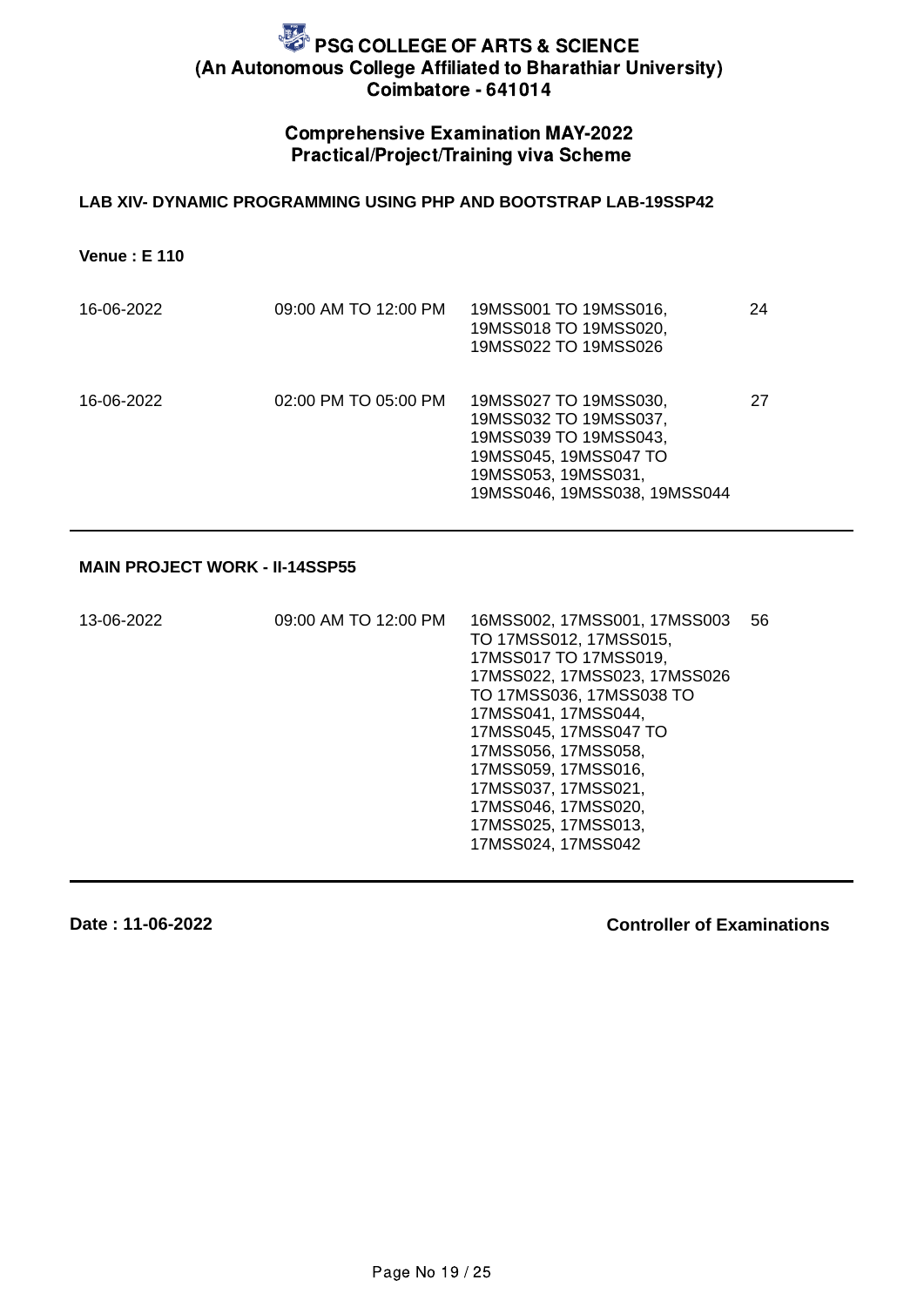# PSG COLLEGE OF ARTS & SCIENCE
## (An Autonomous College Affiliated to Bharathiar University)
## Coimbatore - 641014

### Comprehensive Examination MAY-2022
### Practical/Project/Training viva Scheme

**LAB XIV- DYNAMIC PROGRAMMING USING PHP AND BOOTSTRAP LAB-19SSP42**

**Venue : E 110**

| | | | |
|---|---|---|---|
| 16-06-2022 | 09:00 AM TO 12:00 PM | 19MSS001 TO 19MSS016, 19MSS018 TO 19MSS020, 19MSS022 TO 19MSS026 | 24 |
| 16-06-2022 | 02:00 PM TO 05:00 PM | 19MSS027 TO 19MSS030, 19MSS032 TO 19MSS037, 19MSS039 TO 19MSS043, 19MSS045, 19MSS047 TO 19MSS053, 19MSS031, 19MSS046, 19MSS038, 19MSS044 | 27 |

**MAIN PROJECT WORK - II-14SSP55**

| | | | |
|---|---|---|---|
| 13-06-2022 | 09:00 AM TO 12:00 PM | 16MSS002, 17MSS001, 17MSS003 TO 17MSS012, 17MSS015, 17MSS017 TO 17MSS019, 17MSS022, 17MSS023, 17MSS026 TO 17MSS036, 17MSS038 TO 17MSS041, 17MSS044, 17MSS045, 17MSS047 TO 17MSS056, 17MSS058, 17MSS059, 17MSS016, 17MSS037, 17MSS021, 17MSS046, 17MSS020, 17MSS025, 17MSS013, 17MSS024, 17MSS042 | 56 |

**Date : 11-06-2022** **Controller of Examinations**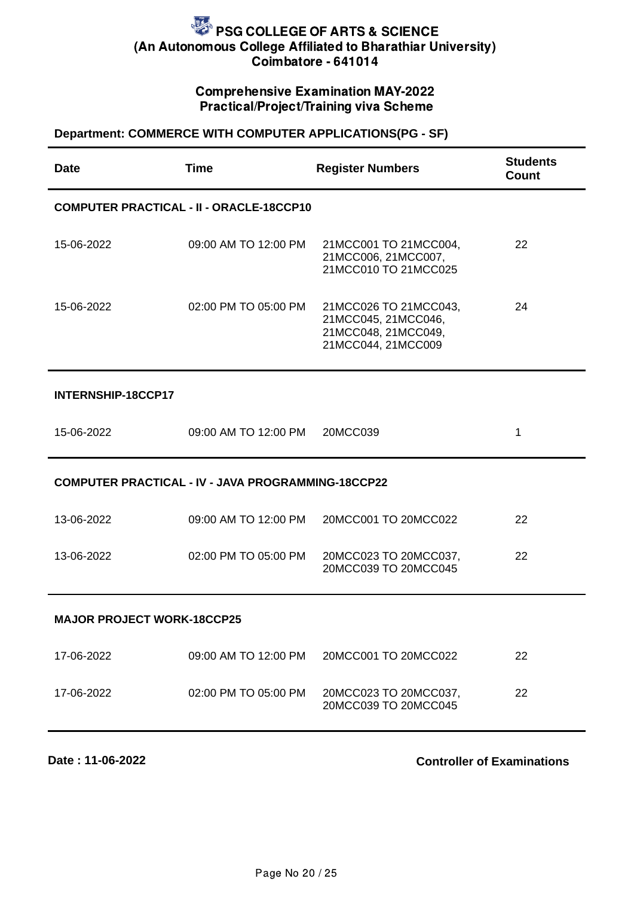# PSG COLLEGE OF ARTS & SCIENCE
(An Autonomous College Affiliated to Bharathiar University)
Coimbatore - 641014

## Comprehensive Examination MAY-2022
Practical/Project/Training viva Scheme

**Department: COMMERCE WITH COMPUTER APPLICATIONS(PG - SF)**

| Date | Time | Register Numbers | Students Count |
|---|---|---|---|
| **COMPUTER PRACTICAL - II - ORACLE-18CCP10** | | | |
| 15-06-2022 | 09:00 AM TO 12:00 PM | 21MCC001 TO 21MCC004, 21MCC006, 21MCC007, 21MCC010 TO 21MCC025 | 22 |
| 15-06-2022 | 02:00 PM TO 05:00 PM | 21MCC026 TO 21MCC043, 21MCC045, 21MCC046, 21MCC048, 21MCC049, 21MCC044, 21MCC009 | 24 |
| **INTERNSHIP-18CCP17** | | | |
| 15-06-2022 | 09:00 AM TO 12:00 PM | 20MCC039 | 1 |
| **COMPUTER PRACTICAL - IV - JAVA PROGRAMMING-18CCP22** | | | |
| 13-06-2022 | 09:00 AM TO 12:00 PM | 20MCC001 TO 20MCC022 | 22 |
| 13-06-2022 | 02:00 PM TO 05:00 PM | 20MCC023 TO 20MCC037, 20MCC039 TO 20MCC045 | 22 |
| **MAJOR PROJECT WORK-18CCP25** | | | |
| 17-06-2022 | 09:00 AM TO 12:00 PM | 20MCC001 TO 20MCC022 | 22 |
| 17-06-2022 | 02:00 PM TO 05:00 PM | 20MCC023 TO 20MCC037, 20MCC039 TO 20MCC045 | 22 |

**Date : 11-06-2022**

**Controller of Examinations**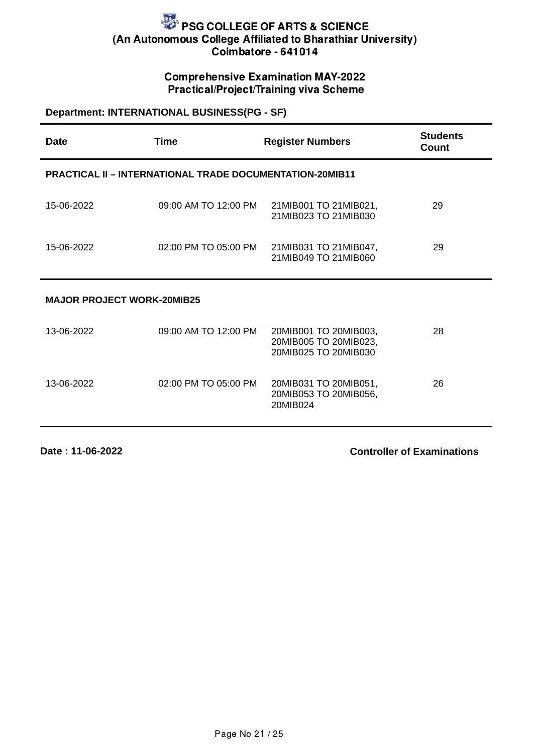# PSG COLLEGE OF ARTS & SCIENCE
## (An Autonomous College Affiliated to Bharathiar University)
## Coimbatore - 641014

### Comprehensive Examination MAY-2022
### Practical/Project/Training viva Scheme

**Department: INTERNATIONAL BUSINESS(PG - SF)**

| Date | Time | Register Numbers | Students Count |
|---|---|---|---|
| **PRACTICAL II – INTERNATIONAL TRADE DOCUMENTATION-20MIB11** | | | |
| 15-06-2022 | 09:00 AM TO 12:00 PM | 21MIB001 TO 21MIB021, 21MIB023 TO 21MIB030 | 29 |
| 15-06-2022 | 02:00 PM TO 05:00 PM | 21MIB031 TO 21MIB047, 21MIB049 TO 21MIB060 | 29 |
| **MAJOR PROJECT WORK-20MIB25** | | | |
| 13-06-2022 | 09:00 AM TO 12:00 PM | 20MIB001 TO 20MIB003, 20MIB005 TO 20MIB023, 20MIB025 TO 20MIB030 | 28 |
| 13-06-2022 | 02:00 PM TO 05:00 PM | 20MIB031 TO 20MIB051, 20MIB053 TO 20MIB056, 20MIB024 | 26 |

**Date : 11-06-2022**

**Controller of Examinations**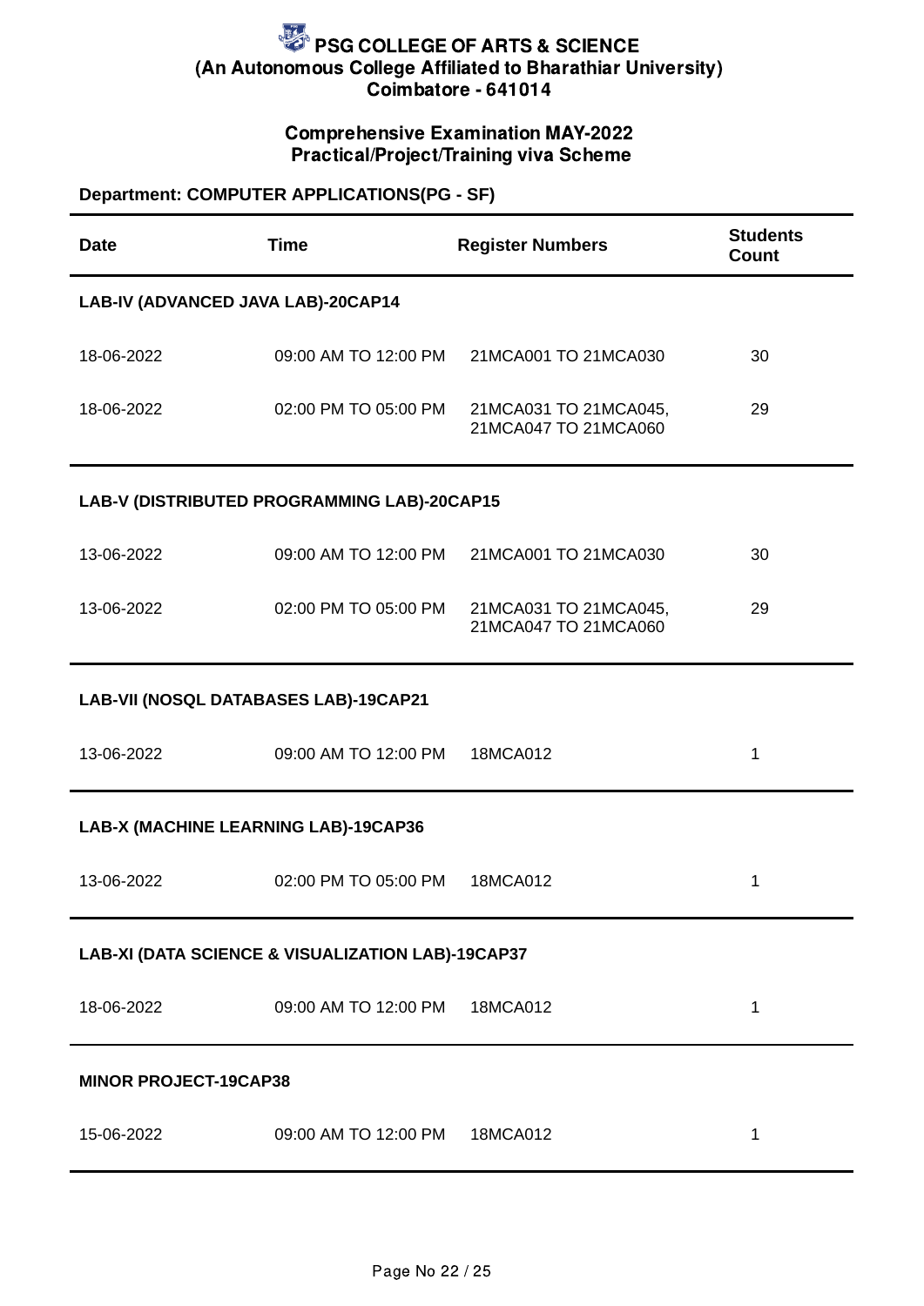# PSG COLLEGE OF ARTS & SCIENCE
## (An Autonomous College Affiliated to Bharathiar University)
## Coimbatore - 641014

### Comprehensive Examination MAY-2022
### Practical/Project/Training viva Scheme

**Department: COMPUTER APPLICATIONS(PG - SF)**

| Date | Time | Register Numbers | Students Count |
|---|---|---|---|
| **LAB-IV (ADVANCED JAVA LAB)-20CAP14** | | | |
| 18-06-2022 | 09:00 AM TO 12:00 PM | 21MCA001 TO 21MCA030 | 30 |
| 18-06-2022 | 02:00 PM TO 05:00 PM | 21MCA031 TO 21MCA045, 21MCA047 TO 21MCA060 | 29 |
| **LAB-V (DISTRIBUTED PROGRAMMING LAB)-20CAP15** | | | |
| 13-06-2022 | 09:00 AM TO 12:00 PM | 21MCA001 TO 21MCA030 | 30 |
| 13-06-2022 | 02:00 PM TO 05:00 PM | 21MCA031 TO 21MCA045, 21MCA047 TO 21MCA060 | 29 |
| **LAB-VII (NOSQL DATABASES LAB)-19CAP21** | | | |
| 13-06-2022 | 09:00 AM TO 12:00 PM | 18MCA012 | 1 |
| **LAB-X (MACHINE LEARNING LAB)-19CAP36** | | | |
| 13-06-2022 | 02:00 PM TO 05:00 PM | 18MCA012 | 1 |
| **LAB-XI (DATA SCIENCE & VISUALIZATION LAB)-19CAP37** | | | |
| 18-06-2022 | 09:00 AM TO 12:00 PM | 18MCA012 | 1 |
| **MINOR PROJECT-19CAP38** | | | |
| 15-06-2022 | 09:00 AM TO 12:00 PM | 18MCA012 | 1 |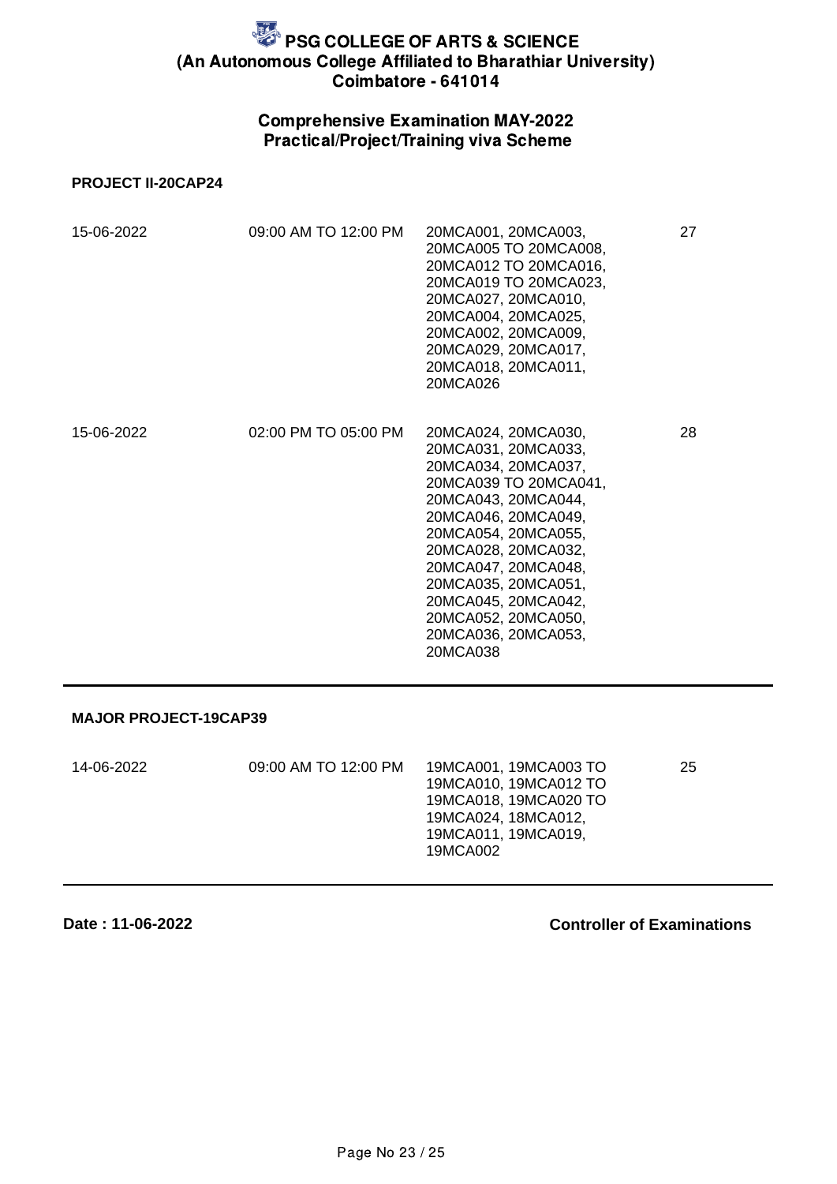# PSG COLLEGE OF ARTS & SCIENCE
## (An Autonomous College Affiliated to Bharathiar University)
## Coimbatore - 641014

### Comprehensive Examination MAY-2022
### Practical/Project/Training viva Scheme

**PROJECT II-20CAP24**

| | | | |
|---|---|---|---|
| 15-06-2022 | 09:00 AM TO 12:00 PM | 20MCA001, 20MCA003, 20MCA005 TO 20MCA008, 20MCA012 TO 20MCA016, 20MCA019 TO 20MCA023, 20MCA027, 20MCA010, 20MCA004, 20MCA025, 20MCA002, 20MCA009, 20MCA029, 20MCA017, 20MCA018, 20MCA011, 20MCA026 | 27 |
| 15-06-2022 | 02:00 PM TO 05:00 PM | 20MCA024, 20MCA030, 20MCA031, 20MCA033, 20MCA034, 20MCA037, 20MCA039 TO 20MCA041, 20MCA043, 20MCA044, 20MCA046, 20MCA049, 20MCA054, 20MCA055, 20MCA028, 20MCA032, 20MCA047, 20MCA048, 20MCA035, 20MCA051, 20MCA045, 20MCA042, 20MCA052, 20MCA050, 20MCA036, 20MCA053, 20MCA038 | 28 |

**MAJOR PROJECT-19CAP39**

| | | | |
|---|---|---|---|
| 14-06-2022 | 09:00 AM TO 12:00 PM | 19MCA001, 19MCA003 TO 19MCA010, 19MCA012 TO 19MCA018, 19MCA020 TO 19MCA024, 18MCA012, 19MCA011, 19MCA019, 19MCA002 | 25 |

**Date : 11-06-2022**

**Controller of Examinations**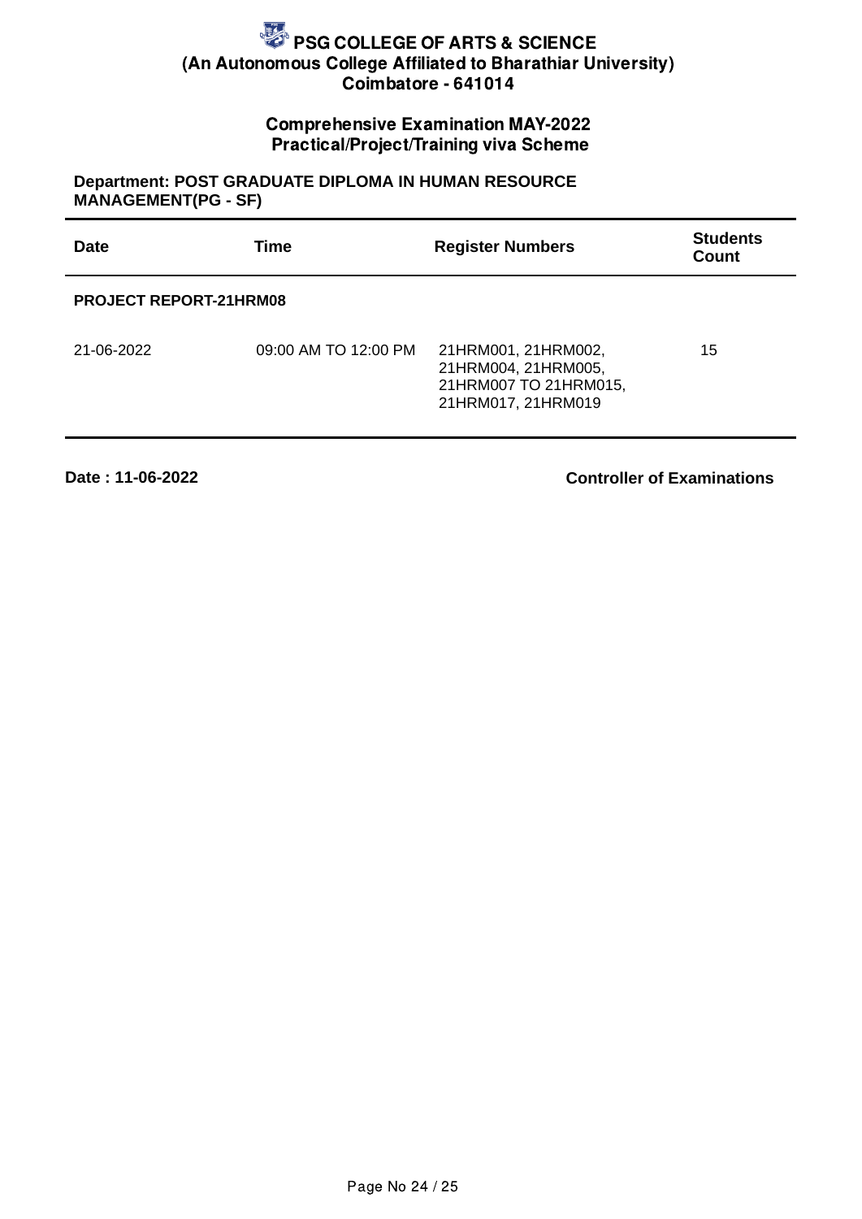# PSG COLLEGE OF ARTS & SCIENCE
## (An Autonomous College Affiliated to Bharathiar University)
## Coimbatore - 641014

### Comprehensive Examination MAY-2022
### Practical/Project/Training viva Scheme

**Department: POST GRADUATE DIPLOMA IN HUMAN RESOURCE MANAGEMENT(PG - SF)**

| Date | Time | Register Numbers | Students Count |
|---|---|---|---|
| **PROJECT REPORT-21HRM08** | | | |
| 21-06-2022 | 09:00 AM TO 12:00 PM | 21HRM001, 21HRM002, 21HRM004, 21HRM005, 21HRM007 TO 21HRM015, 21HRM017, 21HRM019 | 15 |

**Date : 11-06-2022**

**Controller of Examinations**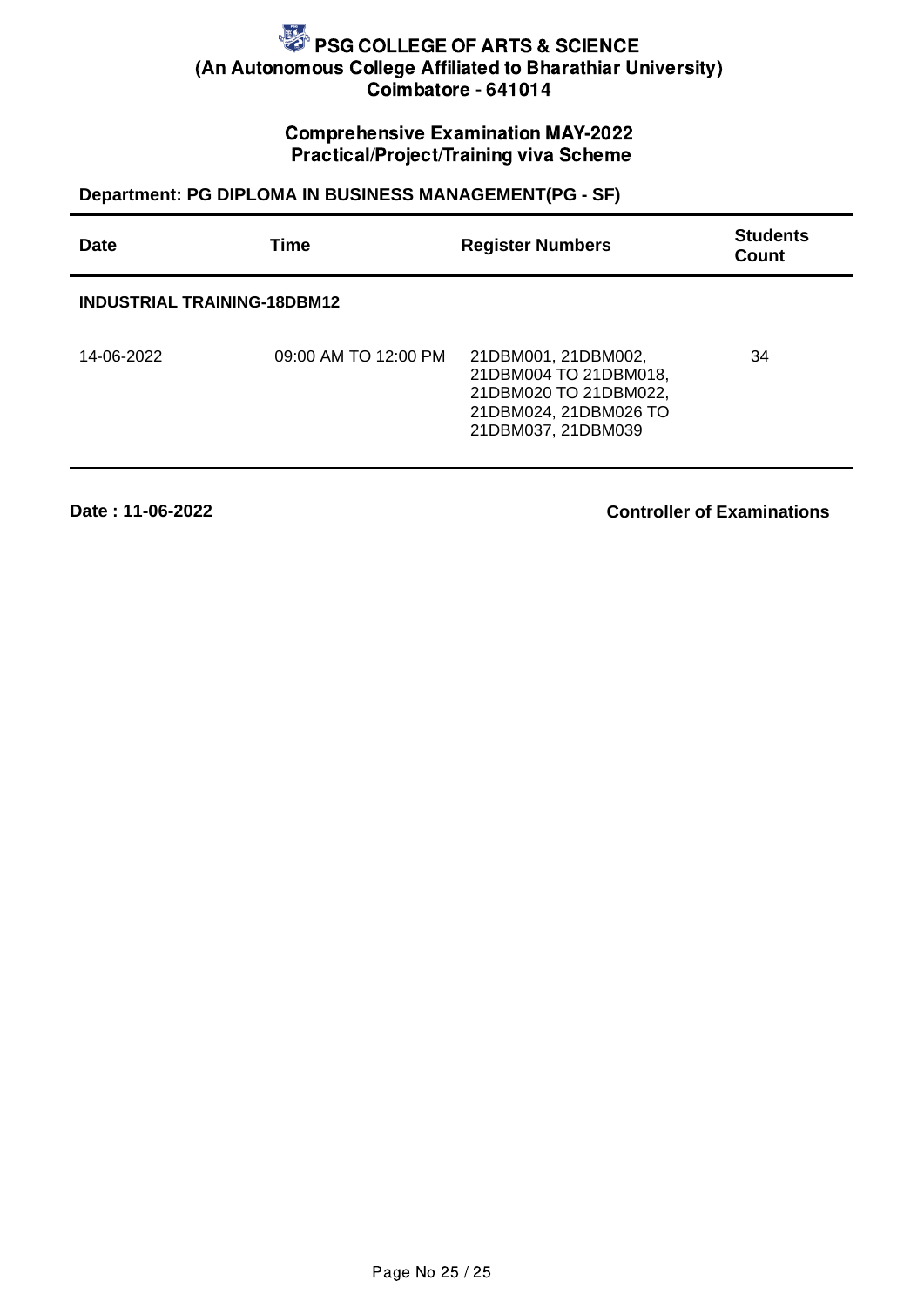# PSG COLLEGE OF ARTS & SCIENCE
**(An Autonomous College Affiliated to Bharathiar University)**
**Coimbatore - 641014**

## Comprehensive Examination MAY-2022
## Practical/Project/Training viva Scheme

**Department: PG DIPLOMA IN BUSINESS MANAGEMENT(PG - SF)**

| Date | Time | Register Numbers | Students Count |
|---|---|---|---|
| **INDUSTRIAL TRAINING-18DBM12** | | | |
| 14-06-2022 | 09:00 AM TO 12:00 PM | 21DBM001, 21DBM002, 21DBM004 TO 21DBM018, 21DBM020 TO 21DBM022, 21DBM024, 21DBM026 TO 21DBM037, 21DBM039 | 34 |

**Date : 11-06-2022**

**Controller of Examinations**